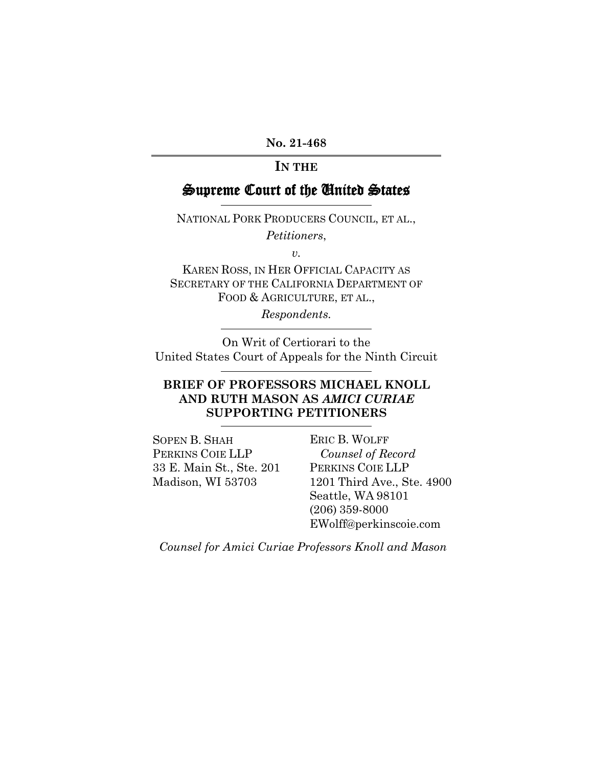**No. 21-468**

---

**IN THE**

# Supreme Court of the United States

---

NATIONAL PORK PRODUCERS COUNCIL, ET AL.,

*Petitioners*,

*v.*

KAREN ROSS, IN HER OFFICIAL CAPACITY AS SECRETARY OF THE CALIFORNIA DEPARTMENT OF FOOD & AGRICULTURE, ET AL.,

*Respondents*.

---

On Writ of Certiorari to the United States Court of Appeals for the Ninth Circuit

---

**BRIEF OF PROFESSORS MICHAEL KNOLL AND RUTH MASON AS *AMICI CURIAE* SUPPORTING PETITIONERS**

---

SOPEN B. SHAH
PERKINS COIE LLP
33 E. Main St., Ste. 201
Madison, WI 53703

ERIC B. WOLFF
*Counsel of Record*
PERKINS COIE LLP
1201 Third Ave., Ste. 4900
Seattle, WA 98101
(206) 359-8000
EWolff@perkinscoie.com

*Counsel for Amici Curiae Professors Knoll and Mason*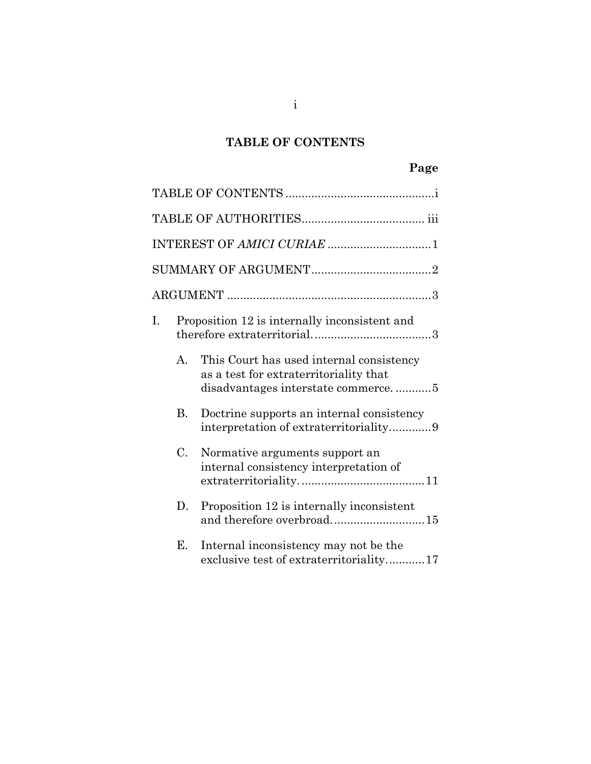# TABLE OF CONTENTS

| | Page |
|---|---|
| TABLE OF CONTENTS | i |
| TABLE OF AUTHORITIES | iii |
| INTEREST OF *AMICI CURIAE* | 1 |
| SUMMARY OF ARGUMENT | 2 |
| ARGUMENT | 3 |
| I. Proposition 12 is internally inconsistent and therefore extraterritorial. | 3 |
| A. This Court has used internal consistency as a test for extraterritoriality that disadvantages interstate commerce. | 5 |
| B. Doctrine supports an internal consistency interpretation of extraterritoriality. | 9 |
| C. Normative arguments support an internal consistency interpretation of extraterritoriality. | 11 |
| D. Proposition 12 is internally inconsistent and therefore overbroad. | 15 |
| E. Internal inconsistency may not be the exclusive test of extraterritoriality. | 17 |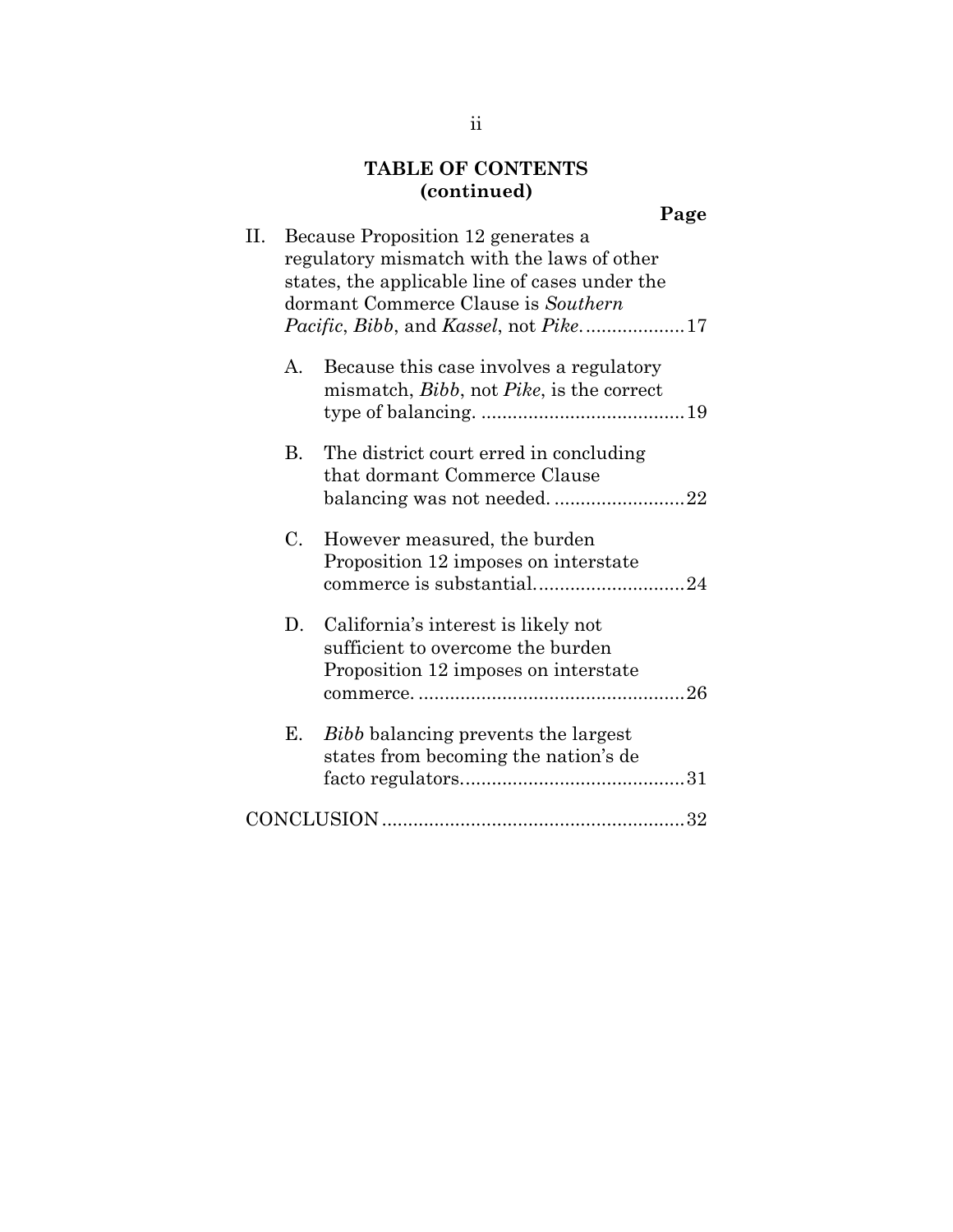## TABLE OF CONTENTS (continued)

**Page**

II. Because Proposition 12 generates a regulatory mismatch with the laws of other states, the applicable line of cases under the dormant Commerce Clause is *Southern Pacific*, *Bibb*, and *Kassel*, not *Pike*. .................. 17

 A. Because this case involves a regulatory mismatch, *Bibb*, not *Pike*, is the correct type of balancing. ....................................... 19

 B. The district court erred in concluding that dormant Commerce Clause balancing was not needed. ......................... 22

 C. However measured, the burden Proposition 12 imposes on interstate commerce is substantial. ........................... 24

 D. California's interest is likely not sufficient to overcome the burden Proposition 12 imposes on interstate commerce. .................................................. 26

 E. *Bibb* balancing prevents the largest states from becoming the nation's de facto regulators. .......................................... 31

CONCLUSION ......................................................... 32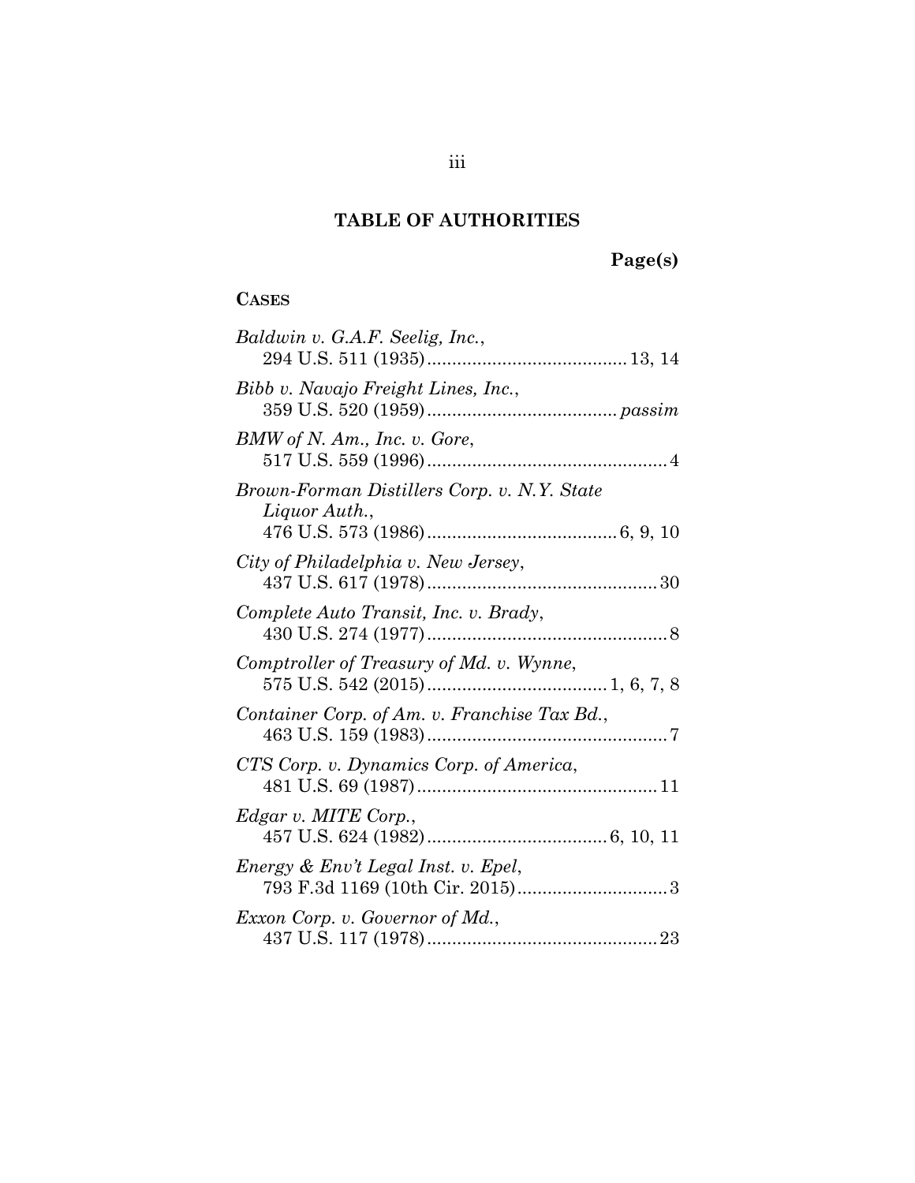# TABLE OF AUTHORITIES

**Page(s)**

**CASES**

*Baldwin v. G.A.F. Seelig, Inc.*,
294 U.S. 511 (1935) ........................................ 13, 14

*Bibb v. Navajo Freight Lines, Inc.*,
359 U.S. 520 (1959) ...................................... *passim*

*BMW of N. Am., Inc. v. Gore*,
517 U.S. 559 (1996) ................................................ 4

*Brown-Forman Distillers Corp. v. N.Y. State Liquor Auth.*,
476 U.S. 573 (1986) ...................................... 6, 9, 10

*City of Philadelphia v. New Jersey*,
437 U.S. 617 (1978) .............................................. 30

*Complete Auto Transit, Inc. v. Brady*,
430 U.S. 274 (1977) ................................................ 8

*Comptroller of Treasury of Md. v. Wynne*,
575 U.S. 542 (2015) .................................... 1, 6, 7, 8

*Container Corp. of Am. v. Franchise Tax Bd.*,
463 U.S. 159 (1983) ................................................ 7

*CTS Corp. v. Dynamics Corp. of America*,
481 U.S. 69 (1987) ................................................ 11

*Edgar v. MITE Corp.*,
457 U.S. 624 (1982) .................................... 6, 10, 11

*Energy & Env't Legal Inst. v. Epel*,
793 F.3d 1169 (10th Cir. 2015) .............................. 3

*Exxon Corp. v. Governor of Md.*,
437 U.S. 117 (1978) .............................................. 23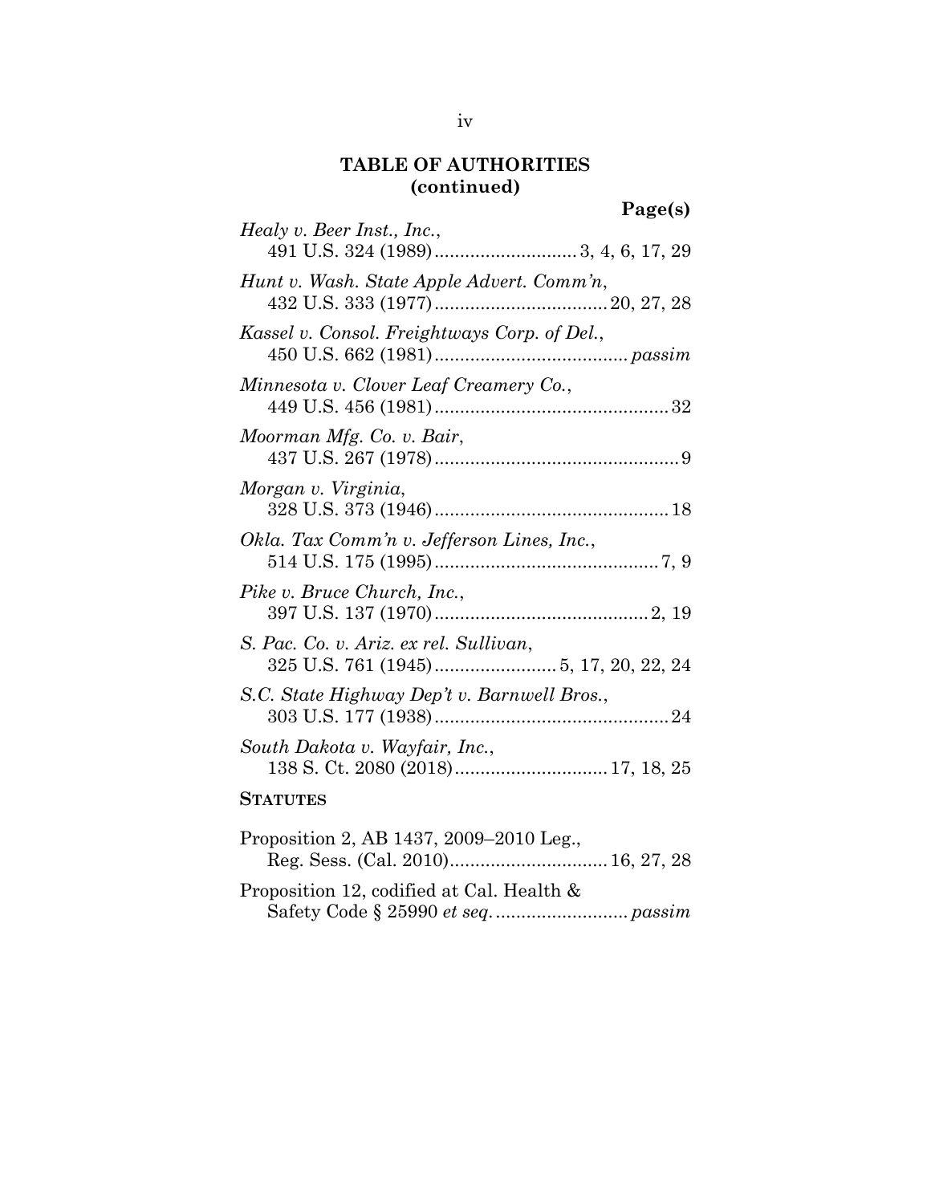## TABLE OF AUTHORITIES (continued)

**Page(s)**

*Healy v. Beer Inst., Inc.*,
491 U.S. 324 (1989) ............................ 3, 4, 6, 17, 29

*Hunt v. Wash. State Apple Advert. Comm'n*,
432 U.S. 333 (1977) ................................. 20, 27, 28

*Kassel v. Consol. Freightways Corp. of Del.*,
450 U.S. 662 (1981) ...................................... *passim*

*Minnesota v. Clover Leaf Creamery Co.*,
449 U.S. 456 (1981) .............................................. 32

*Moorman Mfg. Co. v. Bair*,
437 U.S. 267 (1978) ................................................ 9

*Morgan v. Virginia*,
328 U.S. 373 (1946) .............................................. 18

*Okla. Tax Comm'n v. Jefferson Lines, Inc.*,
514 U.S. 175 (1995) ............................................ 7, 9

*Pike v. Bruce Church, Inc.*,
397 U.S. 137 (1970) .......................................... 2, 19

*S. Pac. Co. v. Ariz. ex rel. Sullivan*,
325 U.S. 761 (1945) ........................ 5, 17, 20, 22, 24

*S.C. State Highway Dep't v. Barnwell Bros.*,
303 U.S. 177 (1938) .............................................. 24

*South Dakota v. Wayfair, Inc.*,
138 S. Ct. 2080 (2018) .............................. 17, 18, 25

**STATUTES**

Proposition 2, AB 1437, 2009–2010 Leg.,
Reg. Sess. (Cal. 2010) ............................... 16, 27, 28

Proposition 12, codified at Cal. Health &
Safety Code § 25990 *et seq.* .......................... *passim*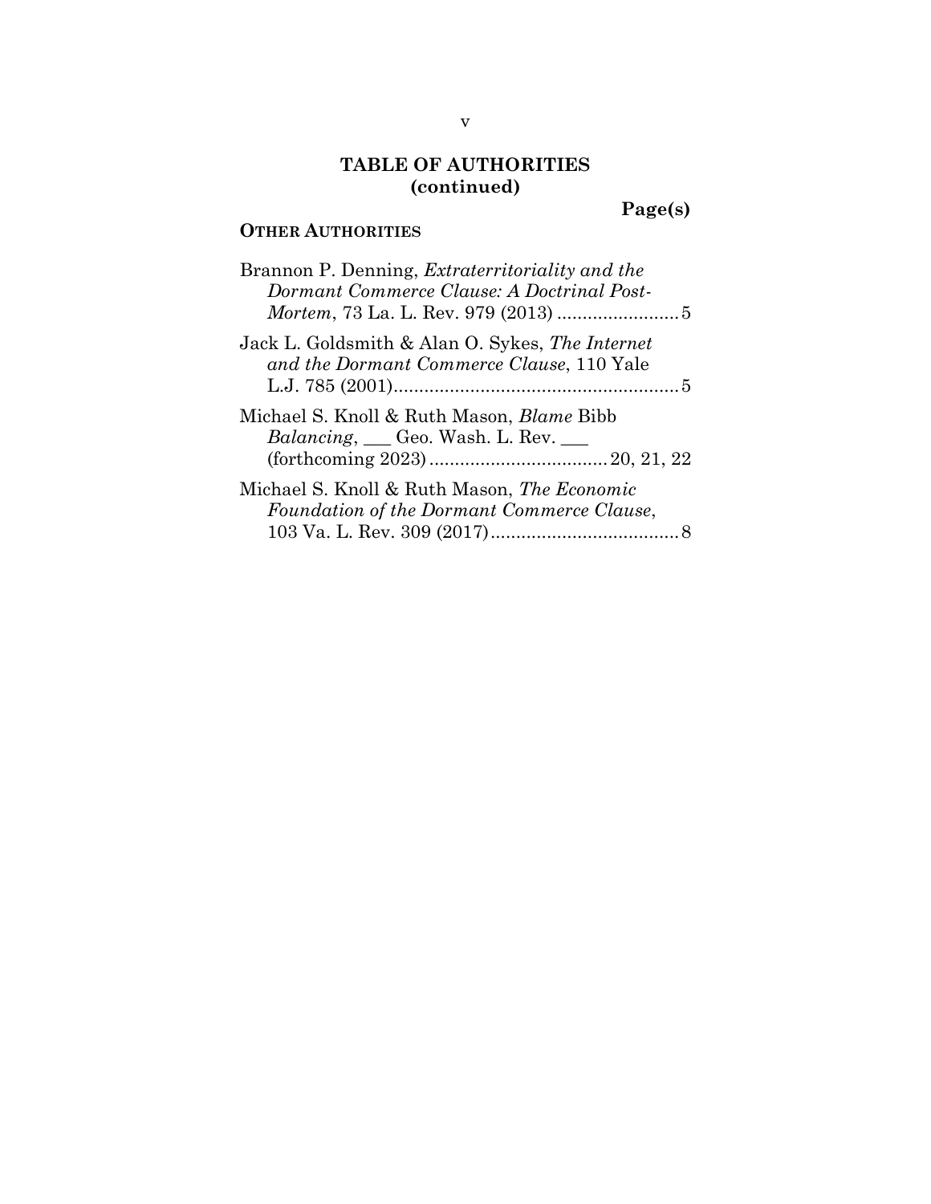## TABLE OF AUTHORITIES (continued)

**Page(s)**

### OTHER AUTHORITIES

Brannon P. Denning, *Extraterritoriality and the Dormant Commerce Clause: A Doctrinal Post-Mortem*, 73 La. L. Rev. 979 (2013) ........................ 5

Jack L. Goldsmith & Alan O. Sykes, *The Internet and the Dormant Commerce Clause*, 110 Yale L.J. 785 (2001) ........................................................ 5

Michael S. Knoll & Ruth Mason, *Blame* Bibb *Balancing*, ___ Geo. Wash. L. Rev. ___ (forthcoming 2023) .................................. 20, 21, 22

Michael S. Knoll & Ruth Mason, *The Economic Foundation of the Dormant Commerce Clause*, 103 Va. L. Rev. 309 (2017) ..................................... 8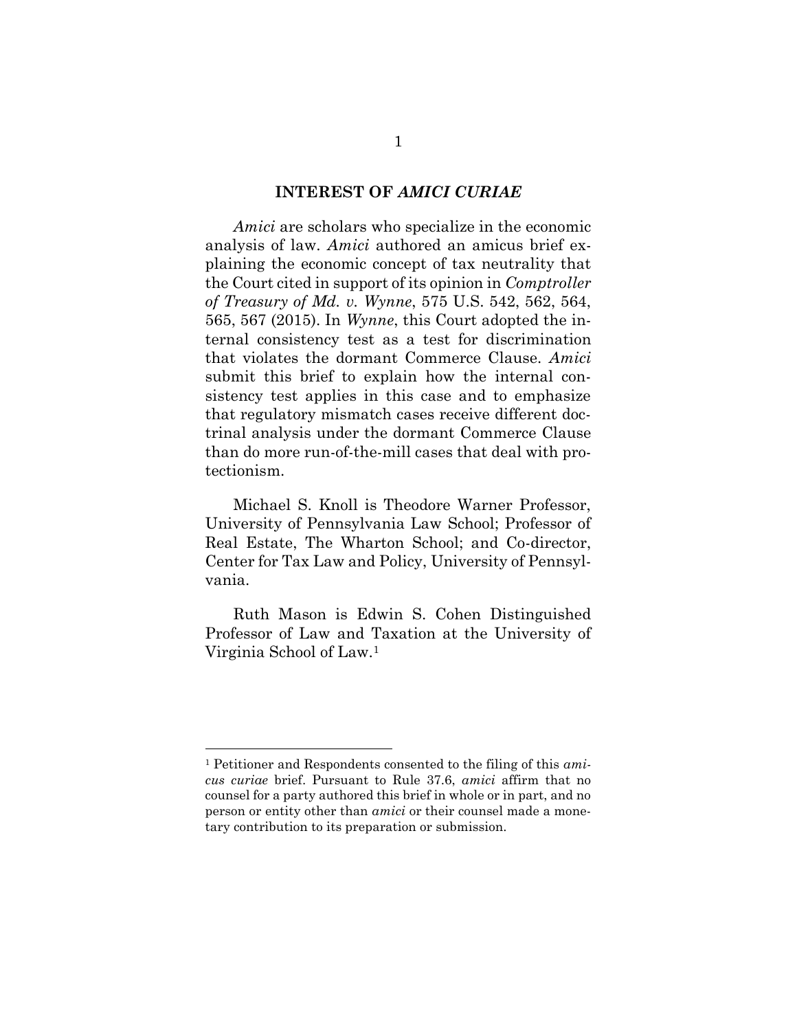## INTEREST OF *AMICI CURIAE*

*Amici* are scholars who specialize in the economic analysis of law. *Amici* authored an amicus brief explaining the economic concept of tax neutrality that the Court cited in support of its opinion in *Comptroller of Treasury of Md. v. Wynne*, 575 U.S. 542, 562, 564, 565, 567 (2015). In *Wynne*, this Court adopted the internal consistency test as a test for discrimination that violates the dormant Commerce Clause. *Amici* submit this brief to explain how the internal consistency test applies in this case and to emphasize that regulatory mismatch cases receive different doctrinal analysis under the dormant Commerce Clause than do more run-of-the-mill cases that deal with protectionism.

Michael S. Knoll is Theodore Warner Professor, University of Pennsylvania Law School; Professor of Real Estate, The Wharton School; and Co-director, Center for Tax Law and Policy, University of Pennsylvania.

Ruth Mason is Edwin S. Cohen Distinguished Professor of Law and Taxation at the University of Virginia School of Law.[1]

---

[1] Petitioner and Respondents consented to the filing of this *amicus curiae* brief. Pursuant to Rule 37.6, *amici* affirm that no counsel for a party authored this brief in whole or in part, and no person or entity other than *amici* or their counsel made a monetary contribution to its preparation or submission.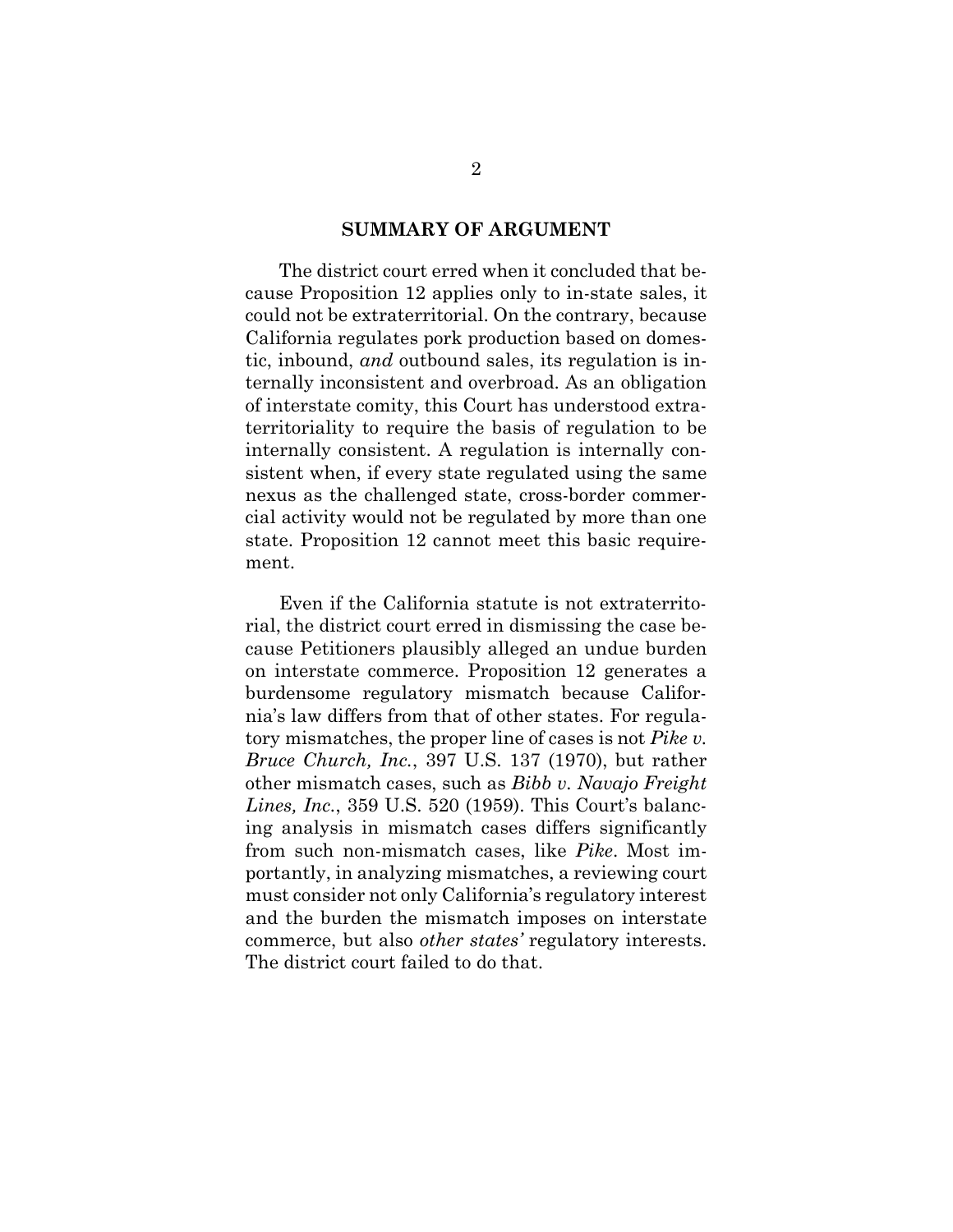## SUMMARY OF ARGUMENT

The district court erred when it concluded that because Proposition 12 applies only to in-state sales, it could not be extraterritorial. On the contrary, because California regulates pork production based on domestic, inbound, *and* outbound sales, its regulation is internally inconsistent and overbroad. As an obligation of interstate comity, this Court has understood extraterritoriality to require the basis of regulation to be internally consistent. A regulation is internally consistent when, if every state regulated using the same nexus as the challenged state, cross-border commercial activity would not be regulated by more than one state. Proposition 12 cannot meet this basic requirement.

Even if the California statute is not extraterritorial, the district court erred in dismissing the case because Petitioners plausibly alleged an undue burden on interstate commerce. Proposition 12 generates a burdensome regulatory mismatch because California's law differs from that of other states. For regulatory mismatches, the proper line of cases is not *Pike v. Bruce Church, Inc.*, 397 U.S. 137 (1970), but rather other mismatch cases, such as *Bibb v. Navajo Freight Lines, Inc.*, 359 U.S. 520 (1959). This Court's balancing analysis in mismatch cases differs significantly from such non-mismatch cases, like *Pike*. Most importantly, in analyzing mismatches, a reviewing court must consider not only California's regulatory interest and the burden the mismatch imposes on interstate commerce, but also *other states'* regulatory interests. The district court failed to do that.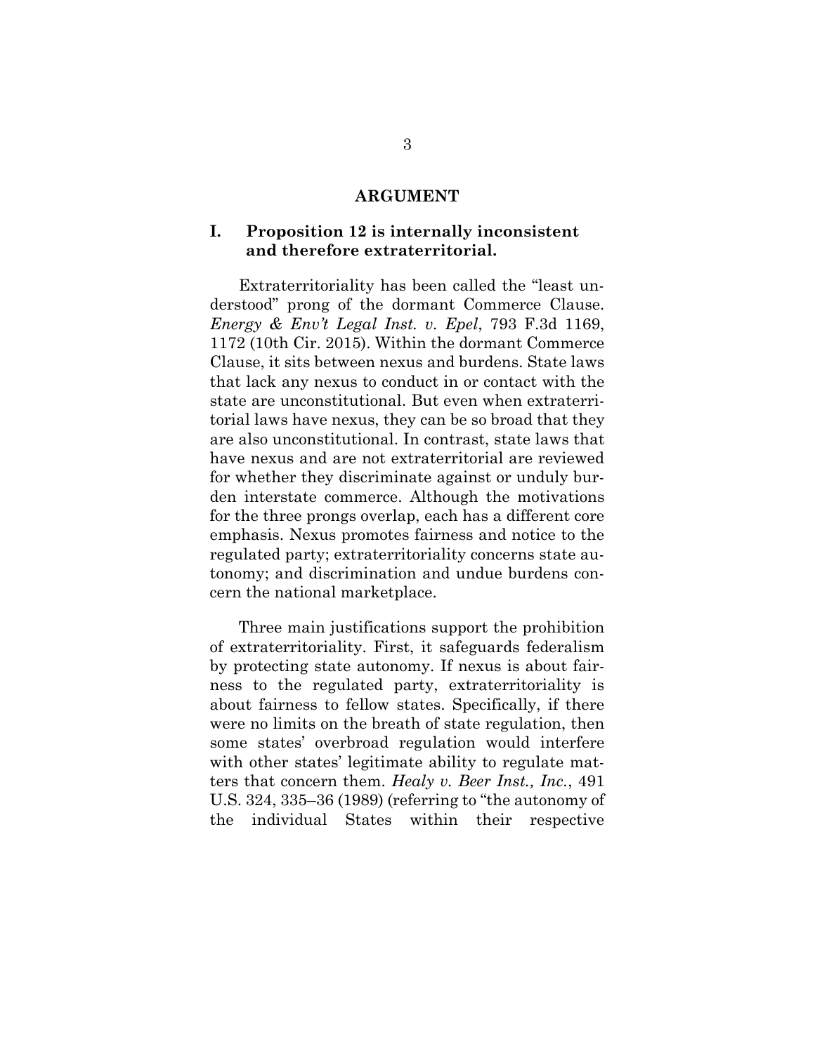## ARGUMENT

### I. Proposition 12 is internally inconsistent and therefore extraterritorial.

Extraterritoriality has been called the "least understood" prong of the dormant Commerce Clause. *Energy & Env't Legal Inst. v. Epel*, 793 F.3d 1169, 1172 (10th Cir. 2015). Within the dormant Commerce Clause, it sits between nexus and burdens. State laws that lack any nexus to conduct in or contact with the state are unconstitutional. But even when extraterritorial laws have nexus, they can be so broad that they are also unconstitutional. In contrast, state laws that have nexus and are not extraterritorial are reviewed for whether they discriminate against or unduly burden interstate commerce. Although the motivations for the three prongs overlap, each has a different core emphasis. Nexus promotes fairness and notice to the regulated party; extraterritoriality concerns state autonomy; and discrimination and undue burdens concern the national marketplace.

Three main justifications support the prohibition of extraterritoriality. First, it safeguards federalism by protecting state autonomy. If nexus is about fairness to the regulated party, extraterritoriality is about fairness to fellow states. Specifically, if there were no limits on the breath of state regulation, then some states' overbroad regulation would interfere with other states' legitimate ability to regulate matters that concern them. *Healy v. Beer Inst., Inc.*, 491 U.S. 324, 335–36 (1989) (referring to "the autonomy of the individual States within their respective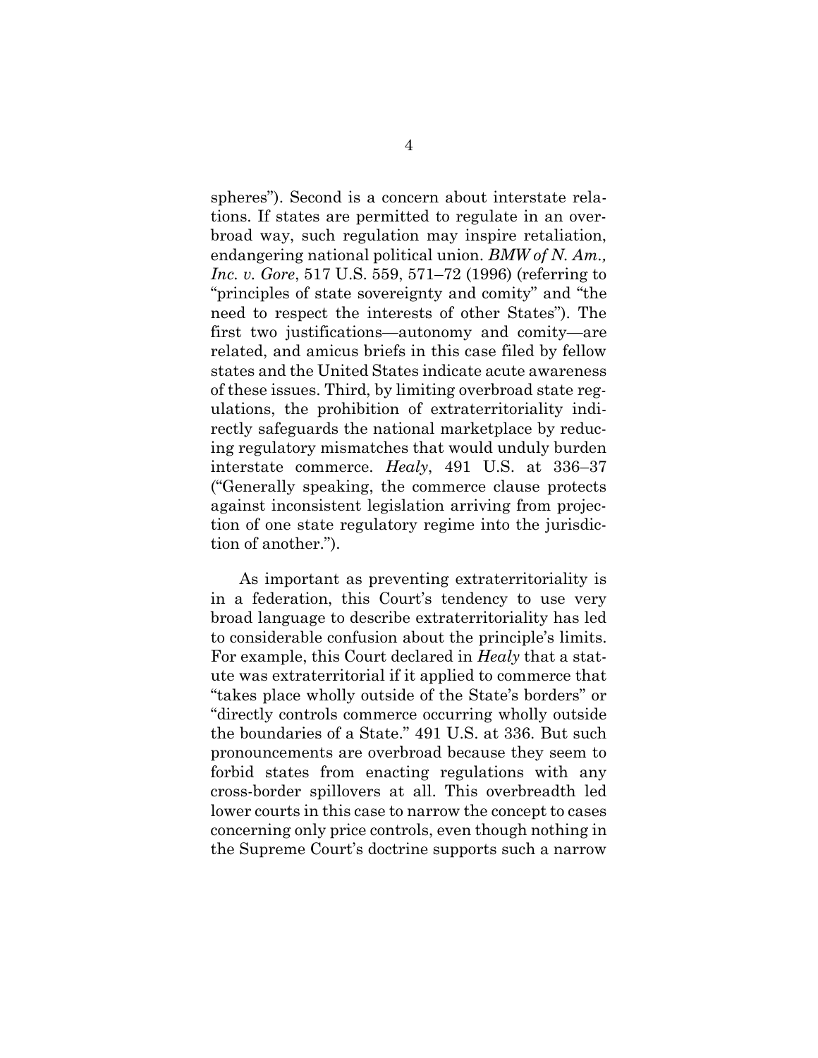spheres"). Second is a concern about interstate relations. If states are permitted to regulate in an overbroad way, such regulation may inspire retaliation, endangering national political union. *BMW of N. Am., Inc. v. Gore*, 517 U.S. 559, 571–72 (1996) (referring to "principles of state sovereignty and comity" and "the need to respect the interests of other States"). The first two justifications—autonomy and comity—are related, and amicus briefs in this case filed by fellow states and the United States indicate acute awareness of these issues. Third, by limiting overbroad state regulations, the prohibition of extraterritoriality indirectly safeguards the national marketplace by reducing regulatory mismatches that would unduly burden interstate commerce. *Healy*, 491 U.S. at 336–37 ("Generally speaking, the commerce clause protects against inconsistent legislation arriving from projection of one state regulatory regime into the jurisdiction of another.").

As important as preventing extraterritoriality is in a federation, this Court's tendency to use very broad language to describe extraterritoriality has led to considerable confusion about the principle's limits. For example, this Court declared in *Healy* that a statute was extraterritorial if it applied to commerce that "takes place wholly outside of the State's borders" or "directly controls commerce occurring wholly outside the boundaries of a State." 491 U.S. at 336. But such pronouncements are overbroad because they seem to forbid states from enacting regulations with any cross-border spillovers at all. This overbreadth led lower courts in this case to narrow the concept to cases concerning only price controls, even though nothing in the Supreme Court's doctrine supports such a narrow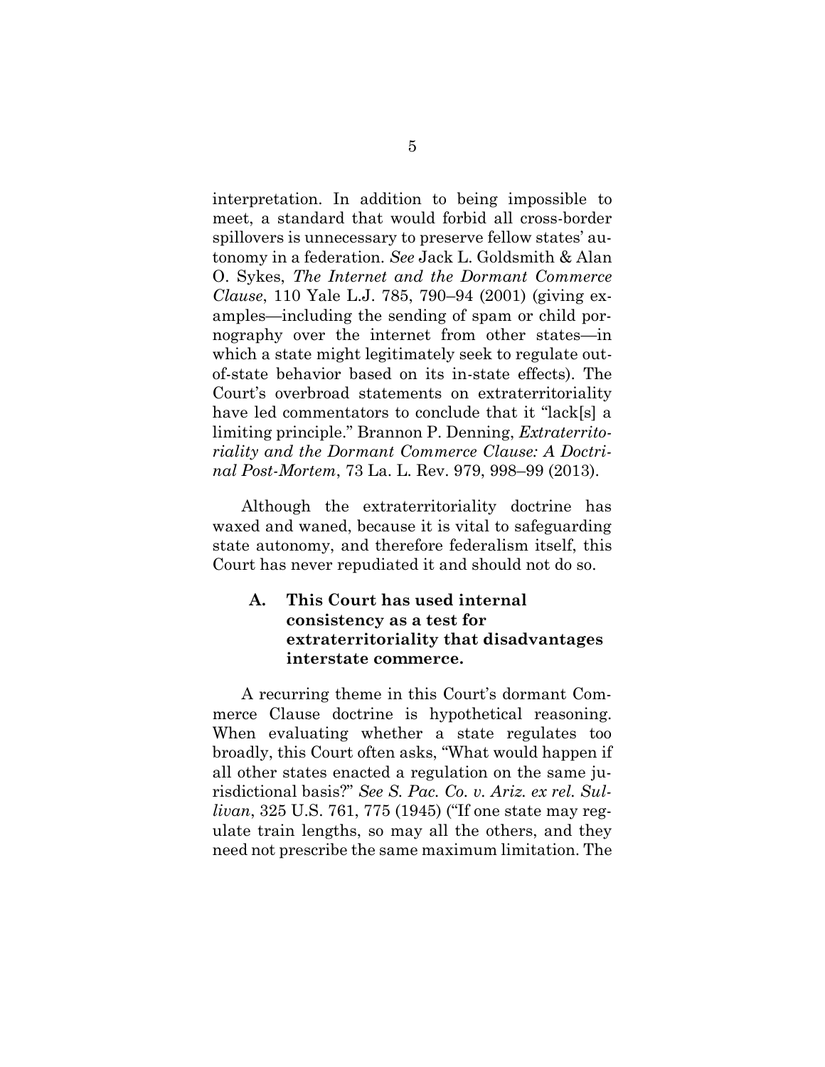interpretation. In addition to being impossible to meet, a standard that would forbid all cross-border spillovers is unnecessary to preserve fellow states' autonomy in a federation. *See* Jack L. Goldsmith & Alan O. Sykes, *The Internet and the Dormant Commerce Clause*, 110 Yale L.J. 785, 790–94 (2001) (giving examples—including the sending of spam or child pornography over the internet from other states—in which a state might legitimately seek to regulate out-of-state behavior based on its in-state effects). The Court's overbroad statements on extraterritoriality have led commentators to conclude that it "lack[s] a limiting principle." Brannon P. Denning, *Extraterritoriality and the Dormant Commerce Clause: A Doctrinal Post-Mortem*, 73 La. L. Rev. 979, 998–99 (2013).

Although the extraterritoriality doctrine has waxed and waned, because it is vital to safeguarding state autonomy, and therefore federalism itself, this Court has never repudiated it and should not do so.

### A. This Court has used internal consistency as a test for extraterritoriality that disadvantages interstate commerce.

A recurring theme in this Court's dormant Commerce Clause doctrine is hypothetical reasoning. When evaluating whether a state regulates too broadly, this Court often asks, "What would happen if all other states enacted a regulation on the same jurisdictional basis?" *See S. Pac. Co. v. Ariz. ex rel. Sullivan*, 325 U.S. 761, 775 (1945) ("If one state may regulate train lengths, so may all the others, and they need not prescribe the same maximum limitation. The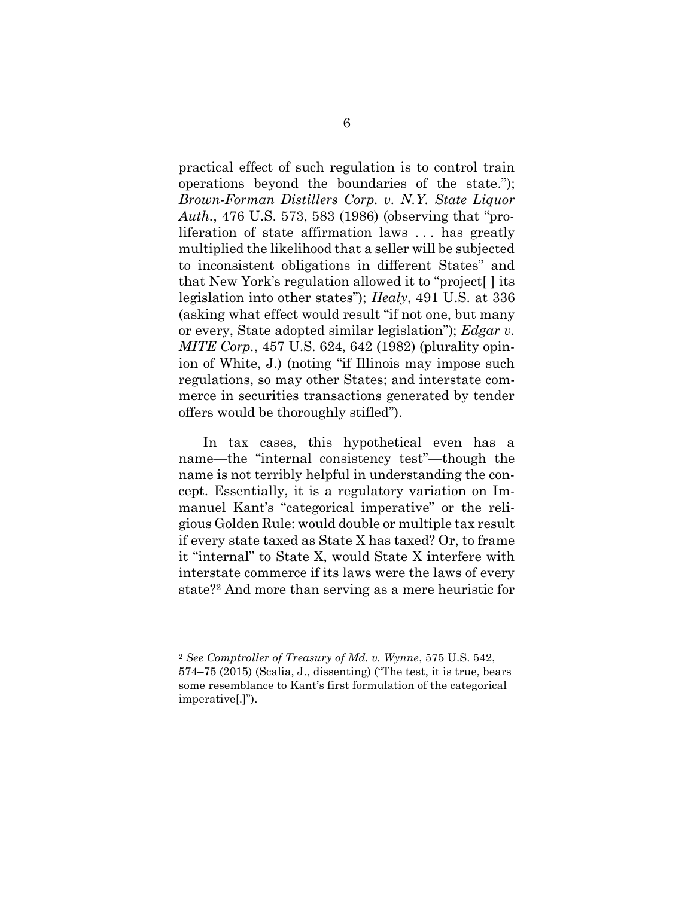practical effect of such regulation is to control train operations beyond the boundaries of the state."); *Brown-Forman Distillers Corp. v. N.Y. State Liquor Auth.*, 476 U.S. 573, 583 (1986) (observing that "proliferation of state affirmation laws . . . has greatly multiplied the likelihood that a seller will be subjected to inconsistent obligations in different States" and that New York's regulation allowed it to "project[ ] its legislation into other states"); *Healy*, 491 U.S. at 336 (asking what effect would result "if not one, but many or every, State adopted similar legislation"); *Edgar v. MITE Corp.*, 457 U.S. 624, 642 (1982) (plurality opinion of White, J.) (noting "if Illinois may impose such regulations, so may other States; and interstate commerce in securities transactions generated by tender offers would be thoroughly stifled").

In tax cases, this hypothetical even has a name—the "internal consistency test"—though the name is not terribly helpful in understanding the concept. Essentially, it is a regulatory variation on Immanuel Kant's "categorical imperative" or the religious Golden Rule: would double or multiple tax result if every state taxed as State X has taxed? Or, to frame it "internal" to State X, would State X interfere with interstate commerce if its laws were the laws of every state?[2] And more than serving as a mere heuristic for

[2] *See Comptroller of Treasury of Md. v. Wynne*, 575 U.S. 542, 574–75 (2015) (Scalia, J., dissenting) ("The test, it is true, bears some resemblance to Kant's first formulation of the categorical imperative[.]").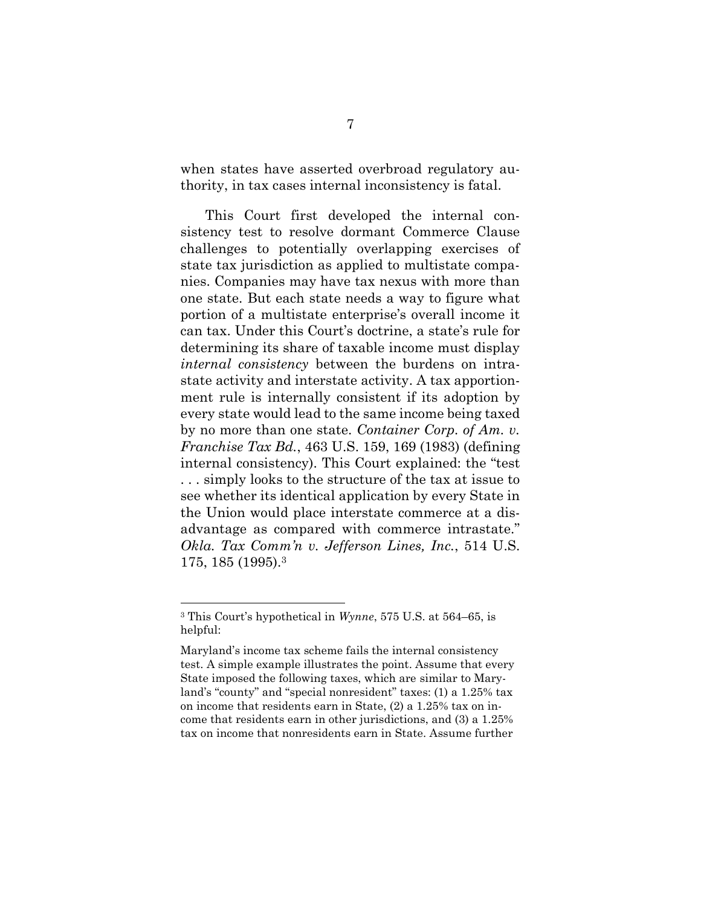when states have asserted overbroad regulatory authority, in tax cases internal inconsistency is fatal.

This Court first developed the internal consistency test to resolve dormant Commerce Clause challenges to potentially overlapping exercises of state tax jurisdiction as applied to multistate companies. Companies may have tax nexus with more than one state. But each state needs a way to figure what portion of a multistate enterprise's overall income it can tax. Under this Court's doctrine, a state's rule for determining its share of taxable income must display *internal consistency* between the burdens on intrastate activity and interstate activity. A tax apportionment rule is internally consistent if its adoption by every state would lead to the same income being taxed by no more than one state. *Container Corp. of Am. v. Franchise Tax Bd.*, 463 U.S. 159, 169 (1983) (defining internal consistency). This Court explained: the "test . . . simply looks to the structure of the tax at issue to see whether its identical application by every State in the Union would place interstate commerce at a disadvantage as compared with commerce intrastate." *Okla. Tax Comm'n v. Jefferson Lines, Inc.*, 514 U.S. 175, 185 (1995).[3]

---

[3] This Court's hypothetical in *Wynne*, 575 U.S. at 564–65, is helpful:

Maryland's income tax scheme fails the internal consistency test. A simple example illustrates the point. Assume that every State imposed the following taxes, which are similar to Maryland's "county" and "special nonresident" taxes: (1) a 1.25% tax on income that residents earn in State, (2) a 1.25% tax on income that residents earn in other jurisdictions, and (3) a 1.25% tax on income that nonresidents earn in State. Assume further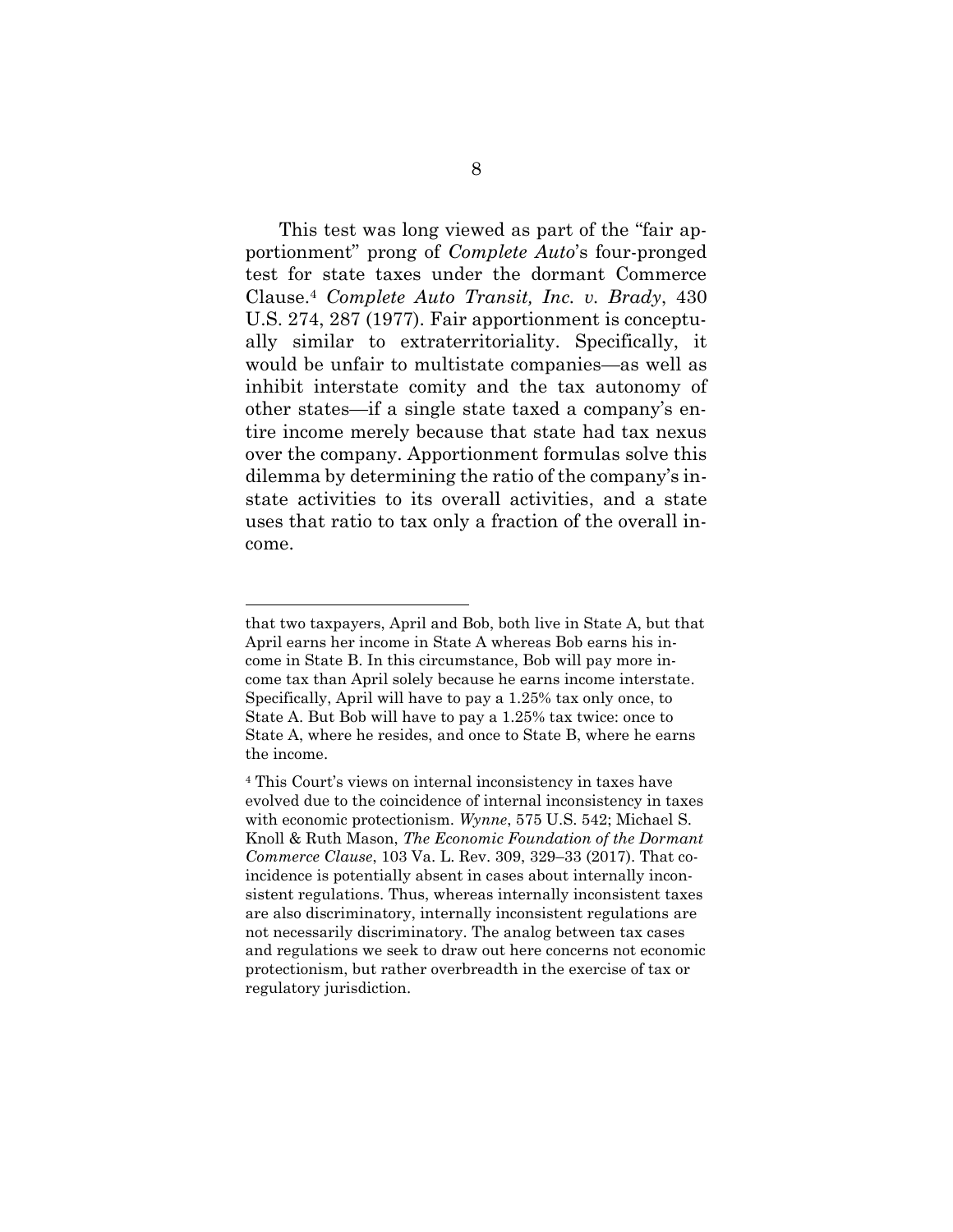This test was long viewed as part of the "fair apportionment" prong of *Complete Auto*'s four-pronged test for state taxes under the dormant Commerce Clause.[4] *Complete Auto Transit, Inc. v. Brady*, 430 U.S. 274, 287 (1977). Fair apportionment is conceptually similar to extraterritoriality. Specifically, it would be unfair to multistate companies—as well as inhibit interstate comity and the tax autonomy of other states—if a single state taxed a company's entire income merely because that state had tax nexus over the company. Apportionment formulas solve this dilemma by determining the ratio of the company's in-state activities to its overall activities, and a state uses that ratio to tax only a fraction of the overall income.

---

that two taxpayers, April and Bob, both live in State A, but that April earns her income in State A whereas Bob earns his income in State B. In this circumstance, Bob will pay more income tax than April solely because he earns income interstate. Specifically, April will have to pay a 1.25% tax only once, to State A. But Bob will have to pay a 1.25% tax twice: once to State A, where he resides, and once to State B, where he earns the income.

[4] This Court's views on internal inconsistency in taxes have evolved due to the coincidence of internal inconsistency in taxes with economic protectionism. *Wynne*, 575 U.S. 542; Michael S. Knoll & Ruth Mason, *The Economic Foundation of the Dormant Commerce Clause*, 103 Va. L. Rev. 309, 329–33 (2017). That coincidence is potentially absent in cases about internally inconsistent regulations. Thus, whereas internally inconsistent taxes are also discriminatory, internally inconsistent regulations are not necessarily discriminatory. The analog between tax cases and regulations we seek to draw out here concerns not economic protectionism, but rather overbreadth in the exercise of tax or regulatory jurisdiction.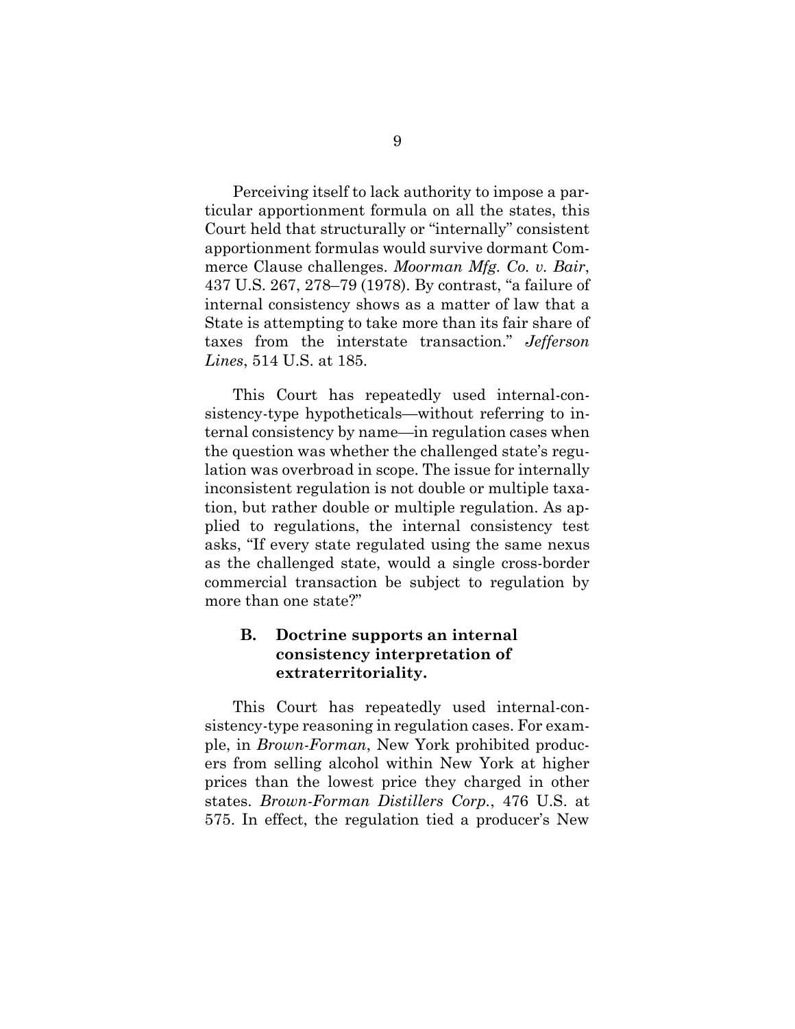Perceiving itself to lack authority to impose a particular apportionment formula on all the states, this Court held that structurally or "internally" consistent apportionment formulas would survive dormant Commerce Clause challenges. *Moorman Mfg. Co. v. Bair*, 437 U.S. 267, 278–79 (1978). By contrast, "a failure of internal consistency shows as a matter of law that a State is attempting to take more than its fair share of taxes from the interstate transaction." *Jefferson Lines*, 514 U.S. at 185.

This Court has repeatedly used internal-consistency-type hypotheticals—without referring to internal consistency by name—in regulation cases when the question was whether the challenged state's regulation was overbroad in scope. The issue for internally inconsistent regulation is not double or multiple taxation, but rather double or multiple regulation. As applied to regulations, the internal consistency test asks, "If every state regulated using the same nexus as the challenged state, would a single cross-border commercial transaction be subject to regulation by more than one state?"

### B. Doctrine supports an internal consistency interpretation of extraterritoriality.

This Court has repeatedly used internal-consistency-type reasoning in regulation cases. For example, in *Brown-Forman*, New York prohibited producers from selling alcohol within New York at higher prices than the lowest price they charged in other states. *Brown-Forman Distillers Corp.*, 476 U.S. at 575. In effect, the regulation tied a producer's New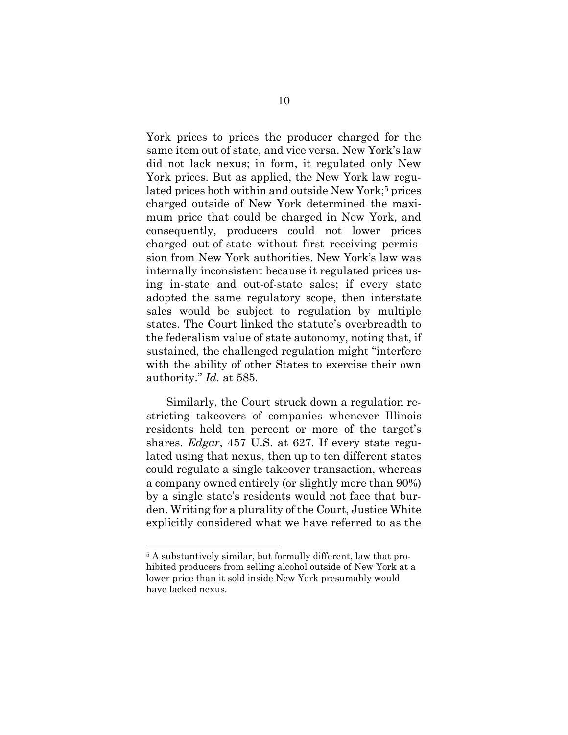York prices to prices the producer charged for the same item out of state, and vice versa. New York's law did not lack nexus; in form, it regulated only New York prices. But as applied, the New York law regulated prices both within and outside New York;[5] prices charged outside of New York determined the maximum price that could be charged in New York, and consequently, producers could not lower prices charged out-of-state without first receiving permission from New York authorities. New York's law was internally inconsistent because it regulated prices using in-state and out-of-state sales; if every state adopted the same regulatory scope, then interstate sales would be subject to regulation by multiple states. The Court linked the statute's overbreadth to the federalism value of state autonomy, noting that, if sustained, the challenged regulation might "interfere with the ability of other States to exercise their own authority." *Id.* at 585.

Similarly, the Court struck down a regulation restricting takeovers of companies whenever Illinois residents held ten percent or more of the target's shares. *Edgar*, 457 U.S. at 627. If every state regulated using that nexus, then up to ten different states could regulate a single takeover transaction, whereas a company owned entirely (or slightly more than 90%) by a single state's residents would not face that burden. Writing for a plurality of the Court, Justice White explicitly considered what we have referred to as the

---

[5] A substantively similar, but formally different, law that prohibited producers from selling alcohol outside of New York at a lower price than it sold inside New York presumably would have lacked nexus.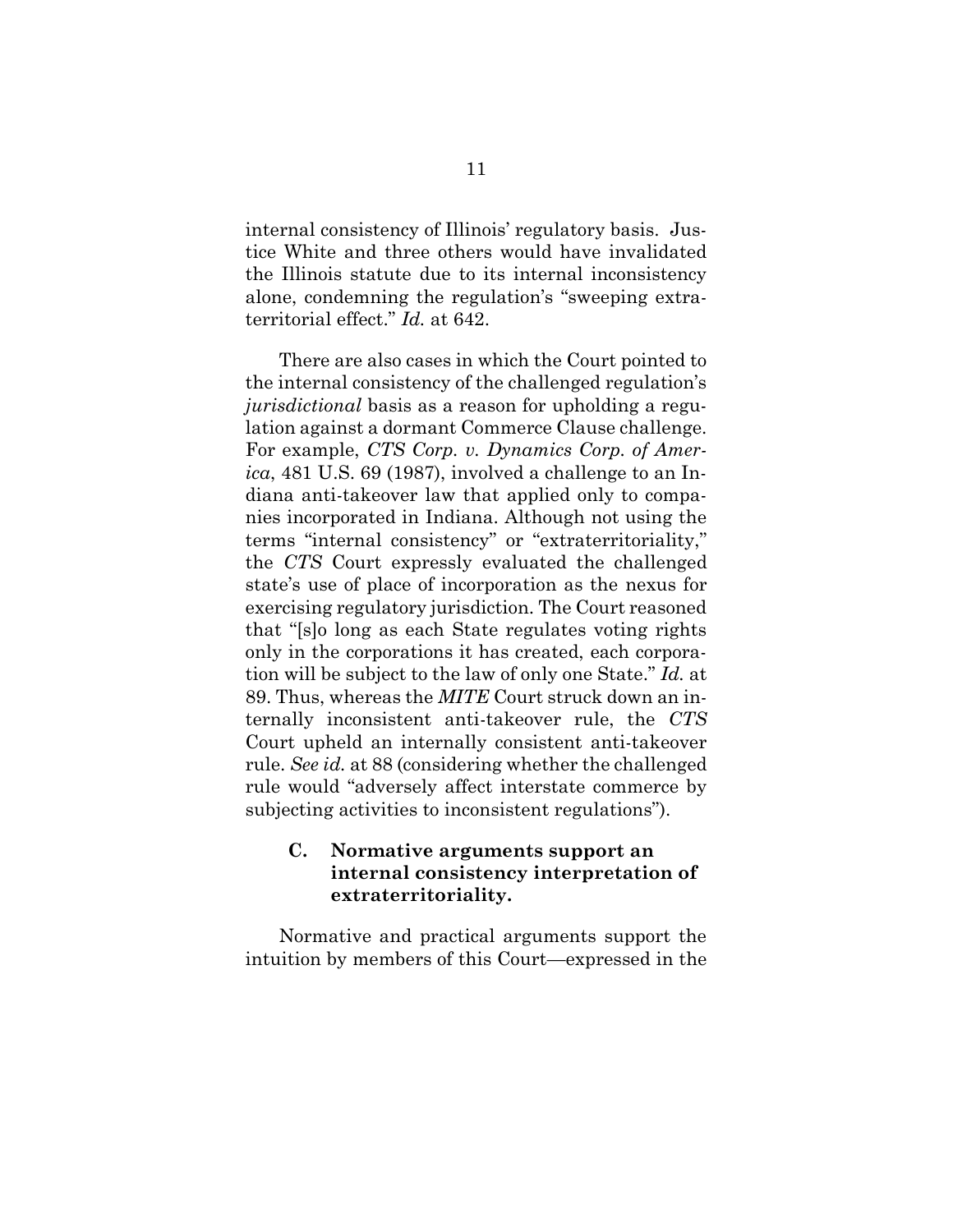internal consistency of Illinois' regulatory basis. Justice White and three others would have invalidated the Illinois statute due to its internal inconsistency alone, condemning the regulation's "sweeping extraterritorial effect." *Id.* at 642.

There are also cases in which the Court pointed to the internal consistency of the challenged regulation's *jurisdictional* basis as a reason for upholding a regulation against a dormant Commerce Clause challenge. For example, *CTS Corp. v. Dynamics Corp. of America*, 481 U.S. 69 (1987), involved a challenge to an Indiana anti-takeover law that applied only to companies incorporated in Indiana. Although not using the terms "internal consistency" or "extraterritoriality," the *CTS* Court expressly evaluated the challenged state's use of place of incorporation as the nexus for exercising regulatory jurisdiction. The Court reasoned that "[s]o long as each State regulates voting rights only in the corporations it has created, each corporation will be subject to the law of only one State." *Id.* at 89. Thus, whereas the *MITE* Court struck down an internally inconsistent anti-takeover rule, the *CTS* Court upheld an internally consistent anti-takeover rule. *See id.* at 88 (considering whether the challenged rule would "adversely affect interstate commerce by subjecting activities to inconsistent regulations").

### C. Normative arguments support an internal consistency interpretation of extraterritoriality.

Normative and practical arguments support the intuition by members of this Court—expressed in the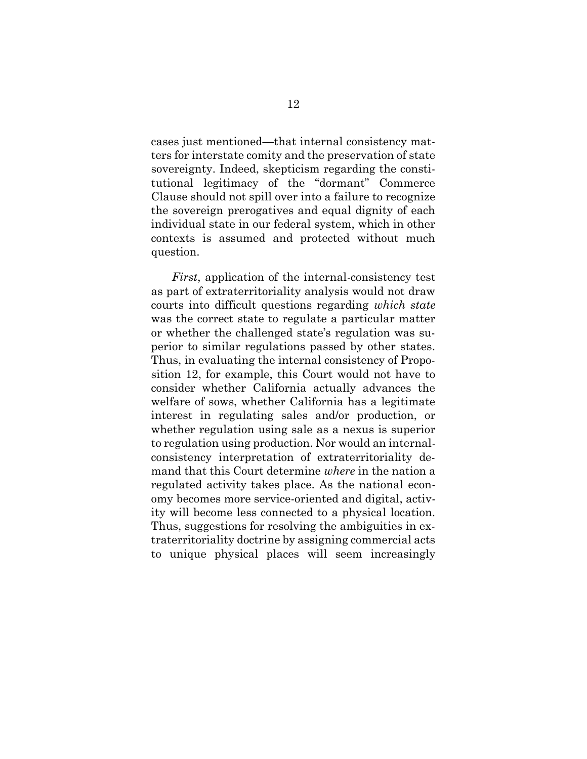cases just mentioned—that internal consistency matters for interstate comity and the preservation of state sovereignty. Indeed, skepticism regarding the constitutional legitimacy of the "dormant" Commerce Clause should not spill over into a failure to recognize the sovereign prerogatives and equal dignity of each individual state in our federal system, which in other contexts is assumed and protected without much question.

*First*, application of the internal-consistency test as part of extraterritoriality analysis would not draw courts into difficult questions regarding *which state* was the correct state to regulate a particular matter or whether the challenged state's regulation was superior to similar regulations passed by other states. Thus, in evaluating the internal consistency of Proposition 12, for example, this Court would not have to consider whether California actually advances the welfare of sows, whether California has a legitimate interest in regulating sales and/or production, or whether regulation using sale as a nexus is superior to regulation using production. Nor would an internal-consistency interpretation of extraterritoriality demand that this Court determine *where* in the nation a regulated activity takes place. As the national economy becomes more service-oriented and digital, activity will become less connected to a physical location. Thus, suggestions for resolving the ambiguities in extraterritoriality doctrine by assigning commercial acts to unique physical places will seem increasingly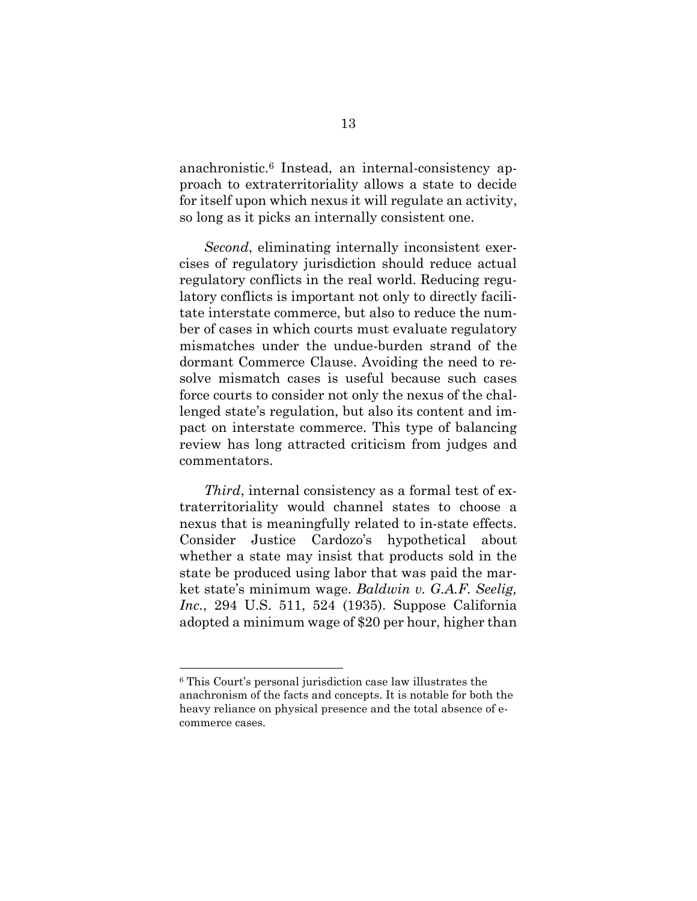anachronistic.[6] Instead, an internal-consistency approach to extraterritoriality allows a state to decide for itself upon which nexus it will regulate an activity, so long as it picks an internally consistent one.

*Second*, eliminating internally inconsistent exercises of regulatory jurisdiction should reduce actual regulatory conflicts in the real world. Reducing regulatory conflicts is important not only to directly facilitate interstate commerce, but also to reduce the number of cases in which courts must evaluate regulatory mismatches under the undue-burden strand of the dormant Commerce Clause. Avoiding the need to resolve mismatch cases is useful because such cases force courts to consider not only the nexus of the challenged state's regulation, but also its content and impact on interstate commerce. This type of balancing review has long attracted criticism from judges and commentators.

*Third*, internal consistency as a formal test of extraterritoriality would channel states to choose a nexus that is meaningfully related to in-state effects. Consider Justice Cardozo's hypothetical about whether a state may insist that products sold in the state be produced using labor that was paid the market state's minimum wage. *Baldwin v. G.A.F. Seelig, Inc.*, 294 U.S. 511, 524 (1935). Suppose California adopted a minimum wage of $20 per hour, higher than

---

[6] This Court's personal jurisdiction case law illustrates the anachronism of the facts and concepts. It is notable for both the heavy reliance on physical presence and the total absence of e-commerce cases.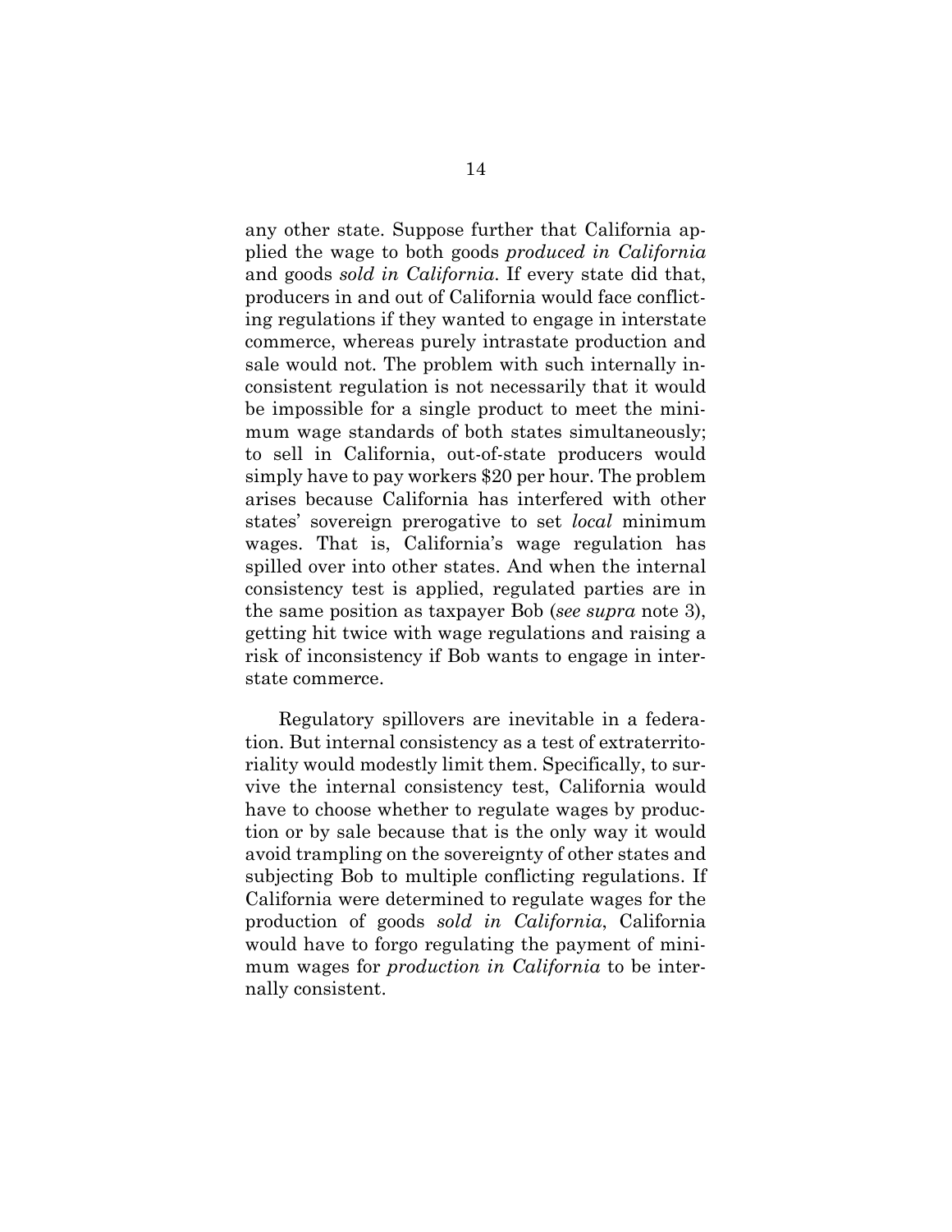any other state. Suppose further that California applied the wage to both goods *produced in California* and goods *sold in California*. If every state did that, producers in and out of California would face conflicting regulations if they wanted to engage in interstate commerce, whereas purely intrastate production and sale would not. The problem with such internally inconsistent regulation is not necessarily that it would be impossible for a single product to meet the minimum wage standards of both states simultaneously; to sell in California, out-of-state producers would simply have to pay workers $20 per hour. The problem arises because California has interfered with other states' sovereign prerogative to set *local* minimum wages. That is, California's wage regulation has spilled over into other states. And when the internal consistency test is applied, regulated parties are in the same position as taxpayer Bob (*see supra* note 3), getting hit twice with wage regulations and raising a risk of inconsistency if Bob wants to engage in interstate commerce.

Regulatory spillovers are inevitable in a federation. But internal consistency as a test of extraterritoriality would modestly limit them. Specifically, to survive the internal consistency test, California would have to choose whether to regulate wages by production or by sale because that is the only way it would avoid trampling on the sovereignty of other states and subjecting Bob to multiple conflicting regulations. If California were determined to regulate wages for the production of goods *sold in California*, California would have to forgo regulating the payment of minimum wages for *production in California* to be internally consistent.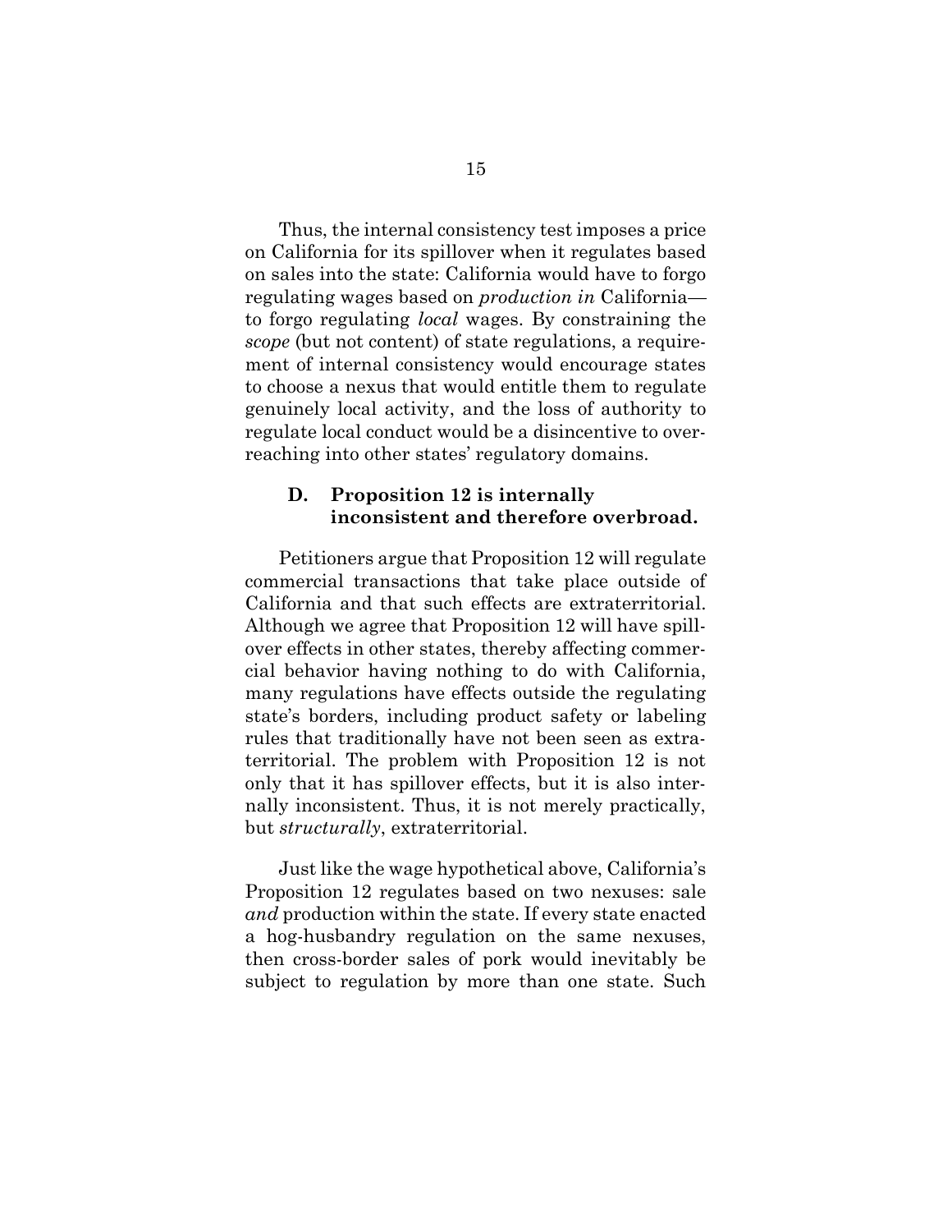Thus, the internal consistency test imposes a price on California for its spillover when it regulates based on sales into the state: California would have to forgo regulating wages based on *production in* California—to forgo regulating *local* wages. By constraining the *scope* (but not content) of state regulations, a requirement of internal consistency would encourage states to choose a nexus that would entitle them to regulate genuinely local activity, and the loss of authority to regulate local conduct would be a disincentive to overreaching into other states' regulatory domains.

### D. Proposition 12 is internally inconsistent and therefore overbroad.

Petitioners argue that Proposition 12 will regulate commercial transactions that take place outside of California and that such effects are extraterritorial. Although we agree that Proposition 12 will have spillover effects in other states, thereby affecting commercial behavior having nothing to do with California, many regulations have effects outside the regulating state's borders, including product safety or labeling rules that traditionally have not been seen as extraterritorial. The problem with Proposition 12 is not only that it has spillover effects, but it is also internally inconsistent. Thus, it is not merely practically, but *structurally*, extraterritorial.

Just like the wage hypothetical above, California's Proposition 12 regulates based on two nexuses: sale *and* production within the state. If every state enacted a hog-husbandry regulation on the same nexuses, then cross-border sales of pork would inevitably be subject to regulation by more than one state. Such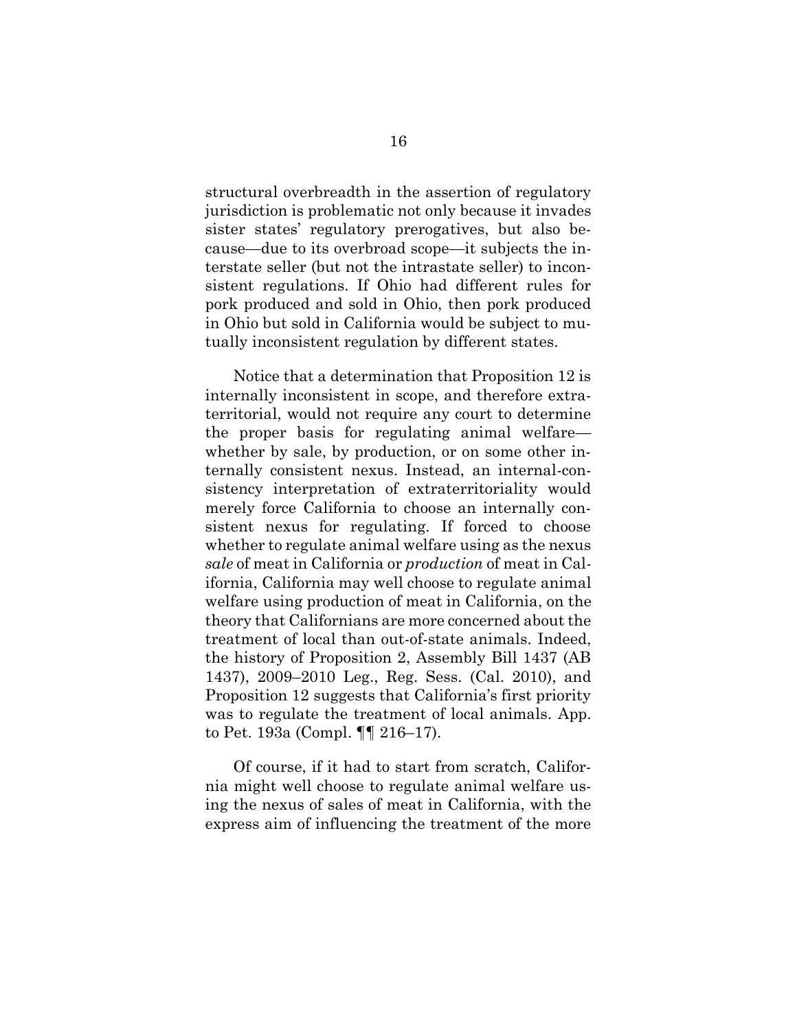structural overbreadth in the assertion of regulatory jurisdiction is problematic not only because it invades sister states' regulatory prerogatives, but also because—due to its overbroad scope—it subjects the interstate seller (but not the intrastate seller) to inconsistent regulations. If Ohio had different rules for pork produced and sold in Ohio, then pork produced in Ohio but sold in California would be subject to mutually inconsistent regulation by different states.

Notice that a determination that Proposition 12 is internally inconsistent in scope, and therefore extraterritorial, would not require any court to determine the proper basis for regulating animal welfare—whether by sale, by production, or on some other internally consistent nexus. Instead, an internal-consistency interpretation of extraterritoriality would merely force California to choose an internally consistent nexus for regulating. If forced to choose whether to regulate animal welfare using as the nexus *sale* of meat in California or *production* of meat in California, California may well choose to regulate animal welfare using production of meat in California, on the theory that Californians are more concerned about the treatment of local than out-of-state animals. Indeed, the history of Proposition 2, Assembly Bill 1437 (AB 1437), 2009–2010 Leg., Reg. Sess. (Cal. 2010), and Proposition 12 suggests that California's first priority was to regulate the treatment of local animals. App. to Pet. 193a (Compl. ¶¶ 216–17).

Of course, if it had to start from scratch, California might well choose to regulate animal welfare using the nexus of sales of meat in California, with the express aim of influencing the treatment of the more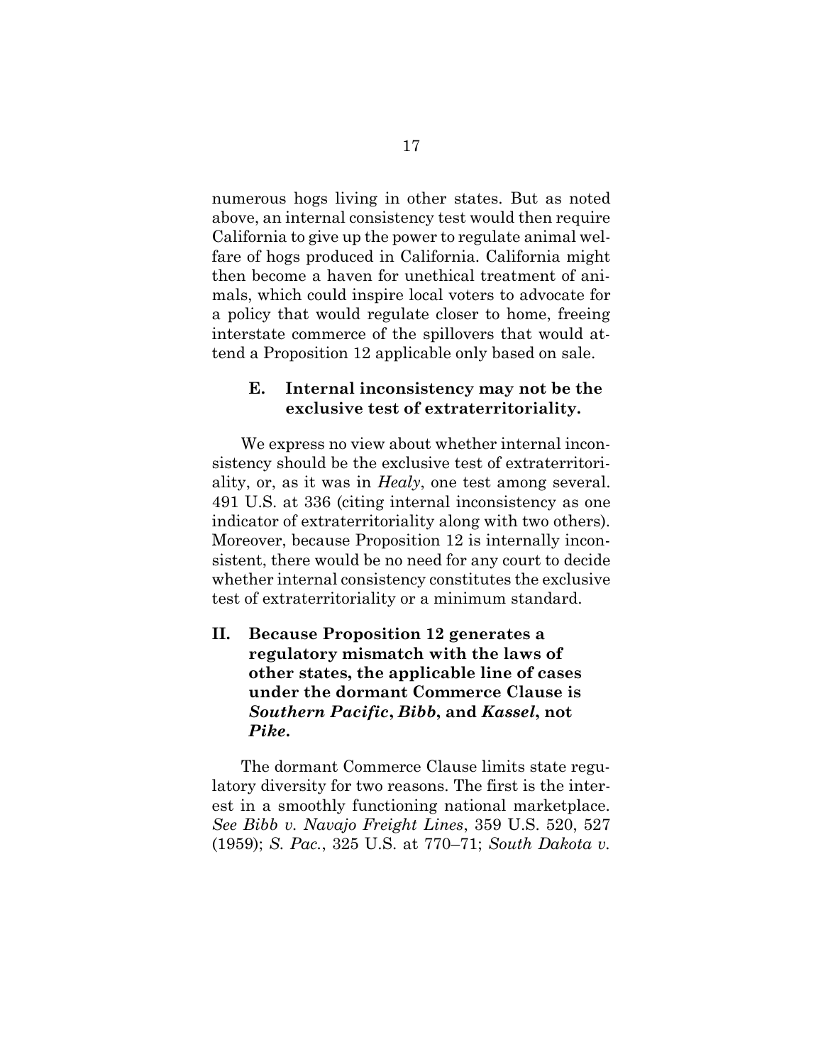numerous hogs living in other states. But as noted above, an internal consistency test would then require California to give up the power to regulate animal welfare of hogs produced in California. California might then become a haven for unethical treatment of animals, which could inspire local voters to advocate for a policy that would regulate closer to home, freeing interstate commerce of the spillovers that would attend a Proposition 12 applicable only based on sale.

### E. Internal inconsistency may not be the exclusive test of extraterritoriality.

We express no view about whether internal inconsistency should be the exclusive test of extraterritoriality, or, as it was in *Healy*, one test among several. 491 U.S. at 336 (citing internal inconsistency as one indicator of extraterritoriality along with two others). Moreover, because Proposition 12 is internally inconsistent, there would be no need for any court to decide whether internal consistency constitutes the exclusive test of extraterritoriality or a minimum standard.

## II. Because Proposition 12 generates a regulatory mismatch with the laws of other states, the applicable line of cases under the dormant Commerce Clause is *Southern Pacific*, *Bibb*, and *Kassel*, not *Pike*.

The dormant Commerce Clause limits state regulatory diversity for two reasons. The first is the interest in a smoothly functioning national marketplace. *See Bibb v. Navajo Freight Lines*, 359 U.S. 520, 527 (1959); *S. Pac.*, 325 U.S. at 770–71; *South Dakota v.*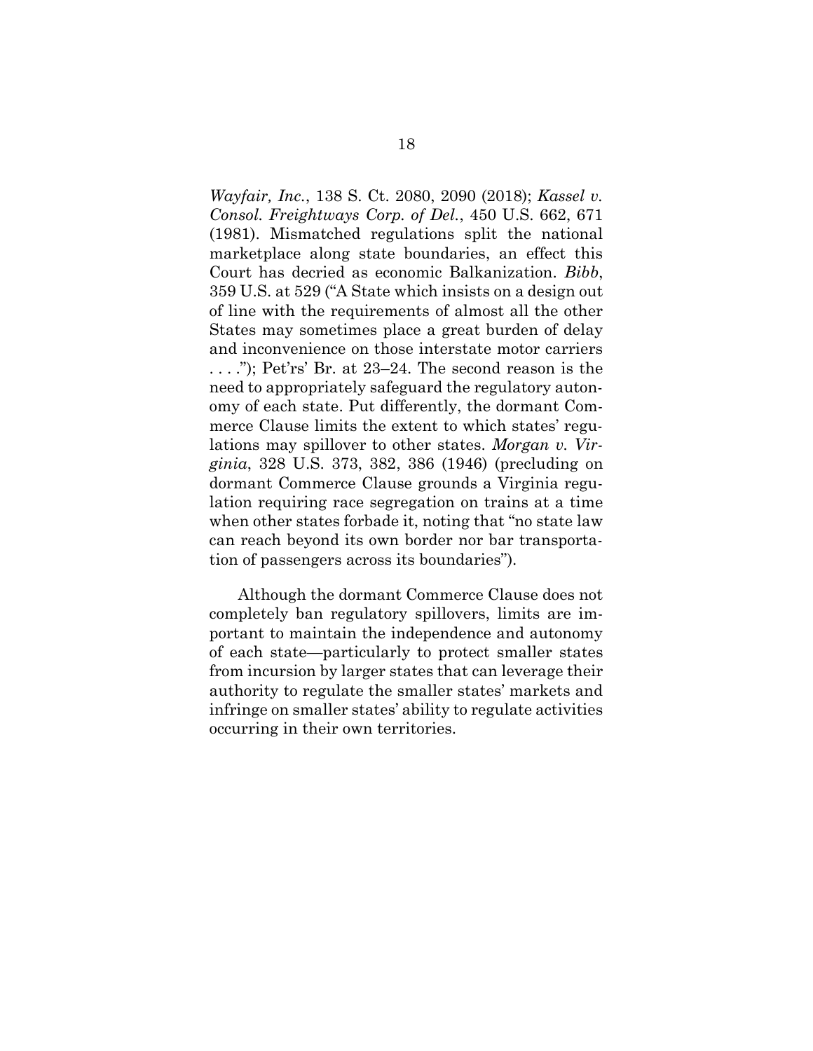*Wayfair, Inc.*, 138 S. Ct. 2080, 2090 (2018); *Kassel v. Consol. Freightways Corp. of Del.*, 450 U.S. 662, 671 (1981). Mismatched regulations split the national marketplace along state boundaries, an effect this Court has decried as economic Balkanization. *Bibb*, 359 U.S. at 529 ("A State which insists on a design out of line with the requirements of almost all the other States may sometimes place a great burden of delay and inconvenience on those interstate motor carriers . . . ."); Pet'rs' Br. at 23–24. The second reason is the need to appropriately safeguard the regulatory autonomy of each state. Put differently, the dormant Commerce Clause limits the extent to which states' regulations may spillover to other states. *Morgan v. Virginia*, 328 U.S. 373, 382, 386 (1946) (precluding on dormant Commerce Clause grounds a Virginia regulation requiring race segregation on trains at a time when other states forbade it, noting that "no state law can reach beyond its own border nor bar transportation of passengers across its boundaries").

Although the dormant Commerce Clause does not completely ban regulatory spillovers, limits are important to maintain the independence and autonomy of each state—particularly to protect smaller states from incursion by larger states that can leverage their authority to regulate the smaller states' markets and infringe on smaller states' ability to regulate activities occurring in their own territories.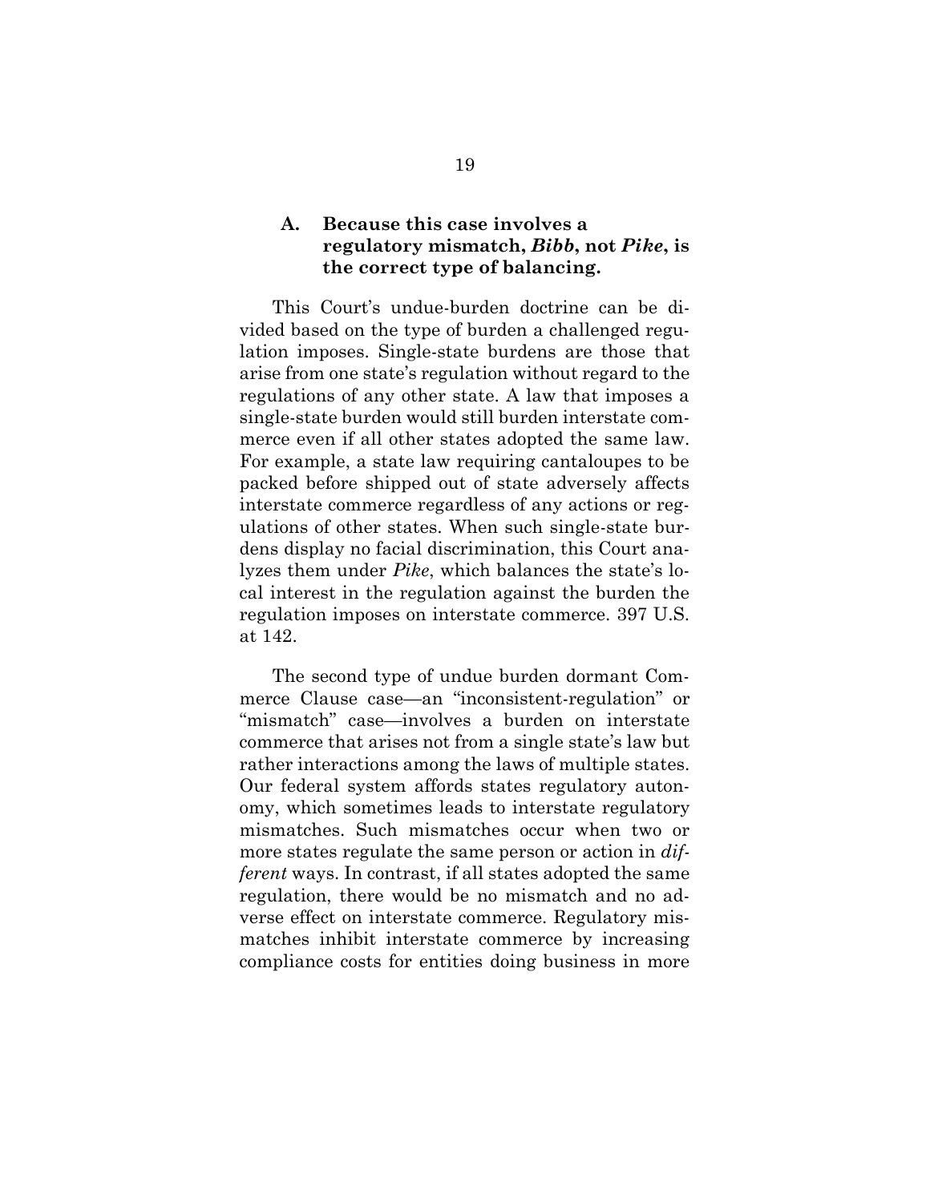### A. Because this case involves a regulatory mismatch, *Bibb*, not *Pike*, is the correct type of balancing.

This Court's undue-burden doctrine can be divided based on the type of burden a challenged regulation imposes. Single-state burdens are those that arise from one state's regulation without regard to the regulations of any other state. A law that imposes a single-state burden would still burden interstate commerce even if all other states adopted the same law. For example, a state law requiring cantaloupes to be packed before shipped out of state adversely affects interstate commerce regardless of any actions or regulations of other states. When such single-state burdens display no facial discrimination, this Court analyzes them under *Pike*, which balances the state's local interest in the regulation against the burden the regulation imposes on interstate commerce. 397 U.S. at 142.

The second type of undue burden dormant Commerce Clause case—an "inconsistent-regulation" or "mismatch" case—involves a burden on interstate commerce that arises not from a single state's law but rather interactions among the laws of multiple states. Our federal system affords states regulatory autonomy, which sometimes leads to interstate regulatory mismatches. Such mismatches occur when two or more states regulate the same person or action in *different* ways. In contrast, if all states adopted the same regulation, there would be no mismatch and no adverse effect on interstate commerce. Regulatory mismatches inhibit interstate commerce by increasing compliance costs for entities doing business in more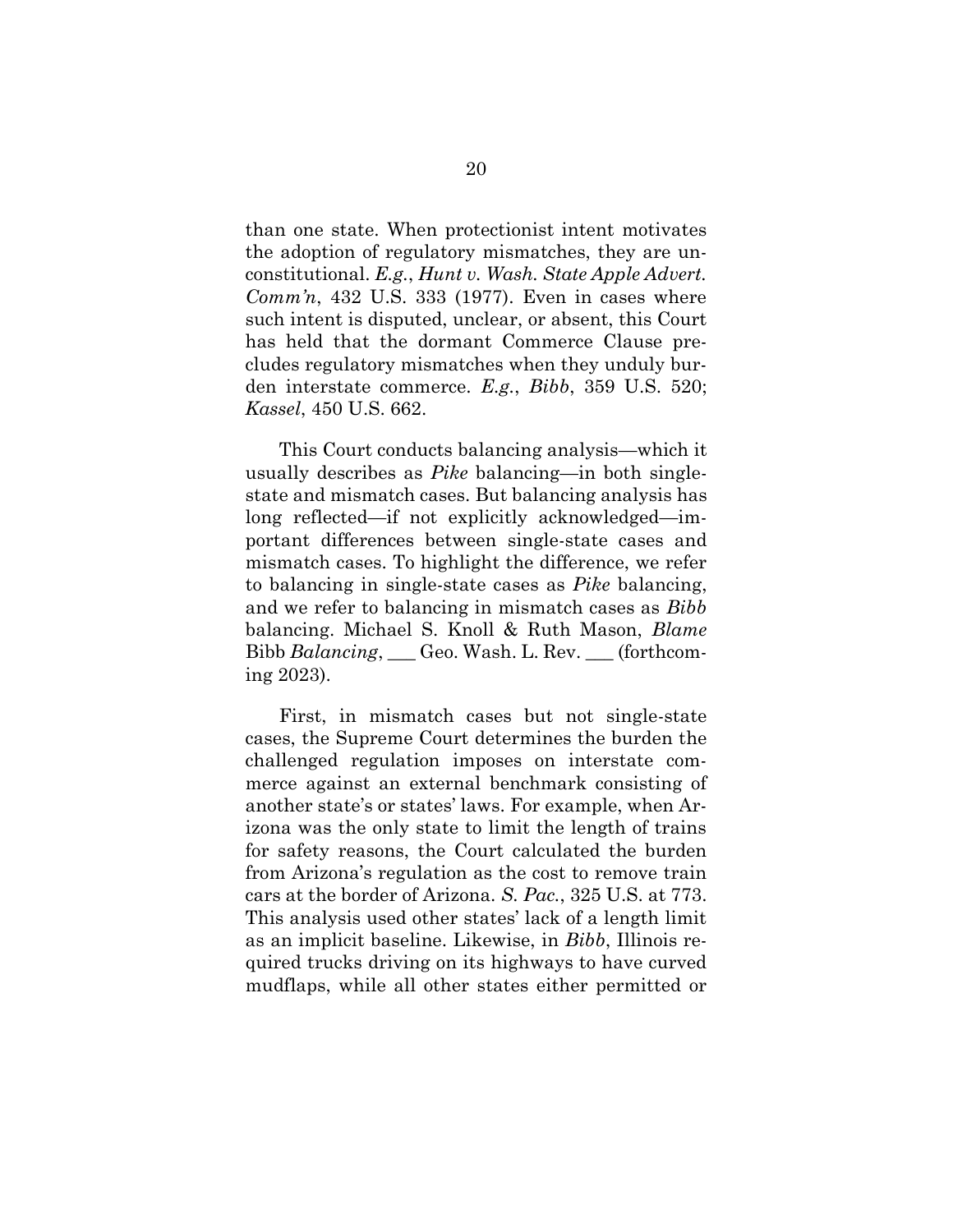than one state. When protectionist intent motivates the adoption of regulatory mismatches, they are unconstitutional. *E.g.*, *Hunt v. Wash. State Apple Advert. Comm'n*, 432 U.S. 333 (1977). Even in cases where such intent is disputed, unclear, or absent, this Court has held that the dormant Commerce Clause precludes regulatory mismatches when they unduly burden interstate commerce. *E.g.*, *Bibb*, 359 U.S. 520; *Kassel*, 450 U.S. 662.

This Court conducts balancing analysis—which it usually describes as *Pike* balancing—in both single-state and mismatch cases. But balancing analysis has long reflected—if not explicitly acknowledged—important differences between single-state cases and mismatch cases. To highlight the difference, we refer to balancing in single-state cases as *Pike* balancing, and we refer to balancing in mismatch cases as *Bibb* balancing. Michael S. Knoll & Ruth Mason, *Blame* Bibb *Balancing*, ___ Geo. Wash. L. Rev. ___ (forthcoming 2023).

First, in mismatch cases but not single-state cases, the Supreme Court determines the burden the challenged regulation imposes on interstate commerce against an external benchmark consisting of another state's or states' laws. For example, when Arizona was the only state to limit the length of trains for safety reasons, the Court calculated the burden from Arizona's regulation as the cost to remove train cars at the border of Arizona. *S. Pac.*, 325 U.S. at 773. This analysis used other states' lack of a length limit as an implicit baseline. Likewise, in *Bibb*, Illinois required trucks driving on its highways to have curved mudflaps, while all other states either permitted or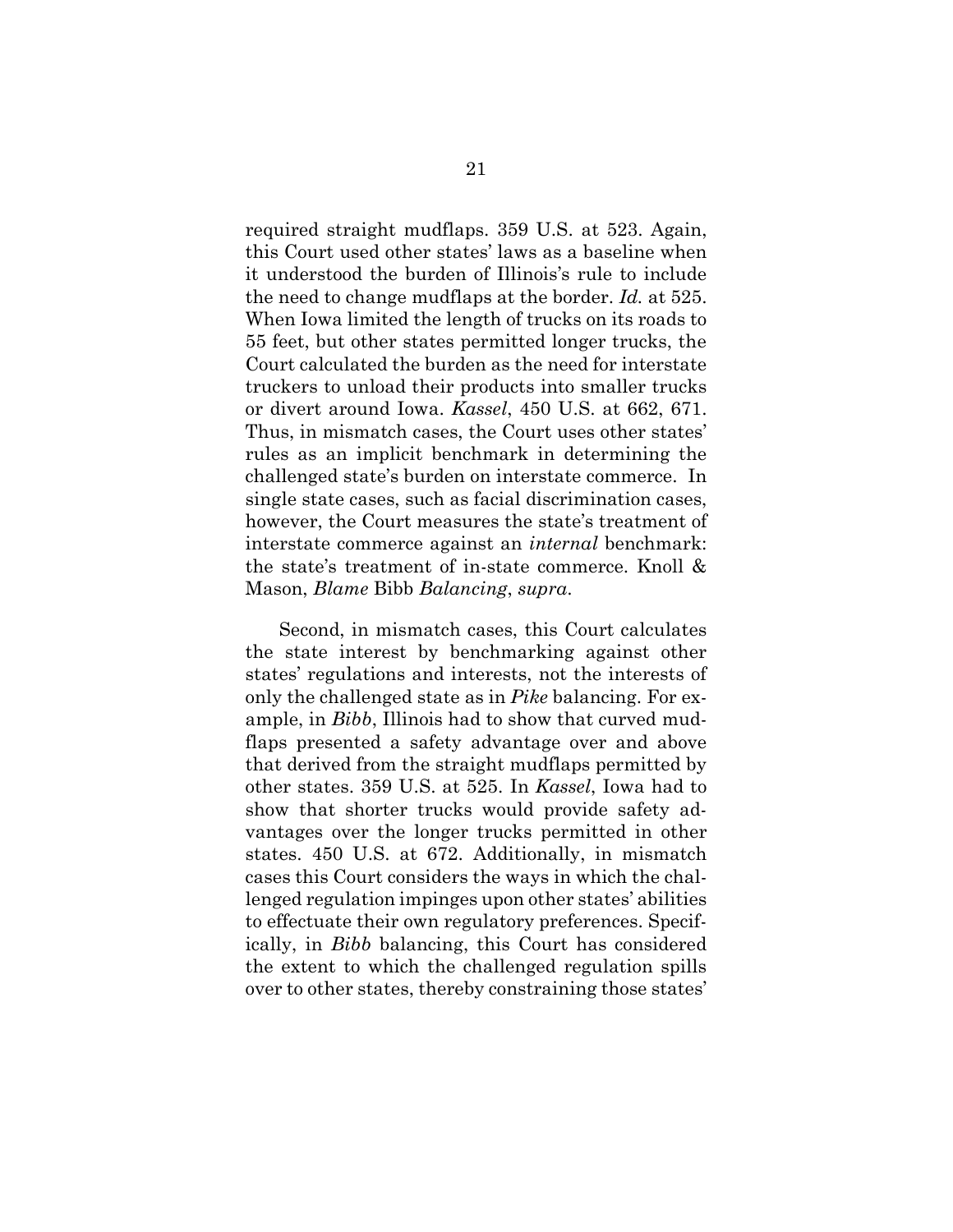required straight mudflaps. 359 U.S. at 523. Again, this Court used other states' laws as a baseline when it understood the burden of Illinois's rule to include the need to change mudflaps at the border. *Id.* at 525. When Iowa limited the length of trucks on its roads to 55 feet, but other states permitted longer trucks, the Court calculated the burden as the need for interstate truckers to unload their products into smaller trucks or divert around Iowa. *Kassel*, 450 U.S. at 662, 671. Thus, in mismatch cases, the Court uses other states' rules as an implicit benchmark in determining the challenged state's burden on interstate commerce. In single state cases, such as facial discrimination cases, however, the Court measures the state's treatment of interstate commerce against an *internal* benchmark: the state's treatment of in-state commerce. Knoll & Mason, *Blame* Bibb *Balancing*, *supra*.

Second, in mismatch cases, this Court calculates the state interest by benchmarking against other states' regulations and interests, not the interests of only the challenged state as in *Pike* balancing. For example, in *Bibb*, Illinois had to show that curved mudflaps presented a safety advantage over and above that derived from the straight mudflaps permitted by other states. 359 U.S. at 525. In *Kassel*, Iowa had to show that shorter trucks would provide safety advantages over the longer trucks permitted in other states. 450 U.S. at 672. Additionally, in mismatch cases this Court considers the ways in which the challenged regulation impinges upon other states' abilities to effectuate their own regulatory preferences. Specifically, in *Bibb* balancing, this Court has considered the extent to which the challenged regulation spills over to other states, thereby constraining those states'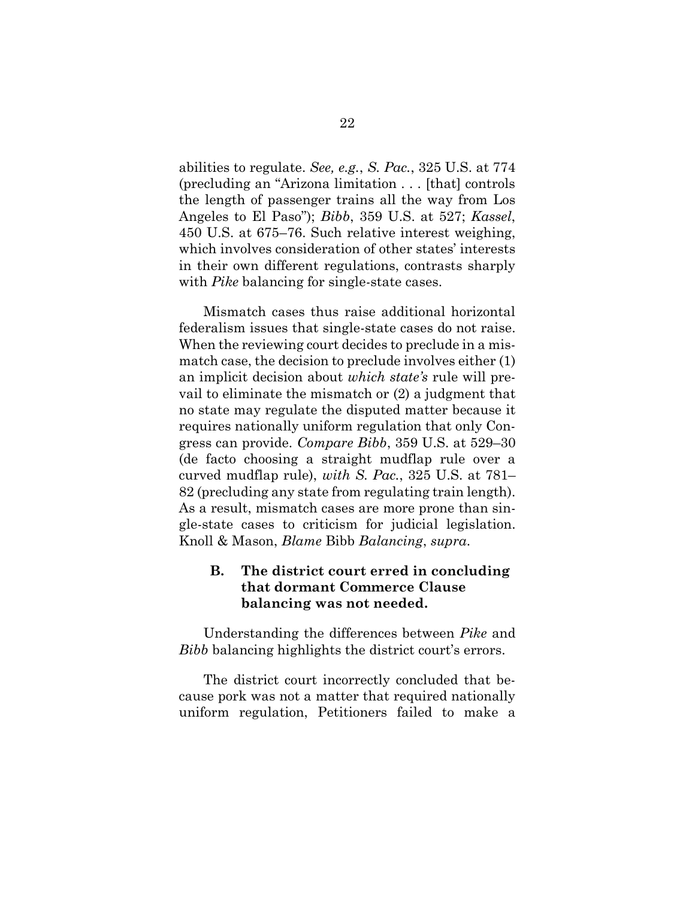abilities to regulate. *See, e.g.*, *S. Pac.*, 325 U.S. at 774 (precluding an "Arizona limitation . . . [that] controls the length of passenger trains all the way from Los Angeles to El Paso"); *Bibb*, 359 U.S. at 527; *Kassel*, 450 U.S. at 675–76. Such relative interest weighing, which involves consideration of other states' interests in their own different regulations, contrasts sharply with *Pike* balancing for single-state cases.

Mismatch cases thus raise additional horizontal federalism issues that single-state cases do not raise. When the reviewing court decides to preclude in a mismatch case, the decision to preclude involves either (1) an implicit decision about *which state's* rule will prevail to eliminate the mismatch or (2) a judgment that no state may regulate the disputed matter because it requires nationally uniform regulation that only Congress can provide. *Compare Bibb*, 359 U.S. at 529–30 (de facto choosing a straight mudflap rule over a curved mudflap rule), *with S. Pac.*, 325 U.S. at 781–82 (precluding any state from regulating train length). As a result, mismatch cases are more prone than single-state cases to criticism for judicial legislation. Knoll & Mason, *Blame* Bibb *Balancing*, *supra*.

### B. The district court erred in concluding that dormant Commerce Clause balancing was not needed.

Understanding the differences between *Pike* and *Bibb* balancing highlights the district court's errors.

The district court incorrectly concluded that because pork was not a matter that required nationally uniform regulation, Petitioners failed to make a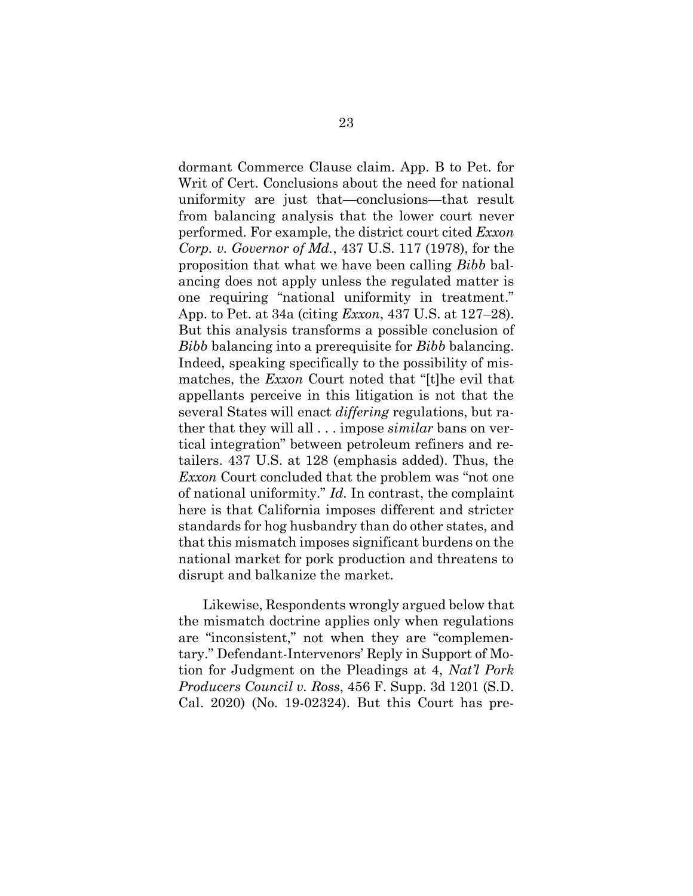dormant Commerce Clause claim. App. B to Pet. for Writ of Cert. Conclusions about the need for national uniformity are just that—conclusions—that result from balancing analysis that the lower court never performed. For example, the district court cited *Exxon Corp. v. Governor of Md.*, 437 U.S. 117 (1978), for the proposition that what we have been calling *Bibb* balancing does not apply unless the regulated matter is one requiring "national uniformity in treatment." App. to Pet. at 34a (citing *Exxon*, 437 U.S. at 127–28). But this analysis transforms a possible conclusion of *Bibb* balancing into a prerequisite for *Bibb* balancing. Indeed, speaking specifically to the possibility of mismatches, the *Exxon* Court noted that "[t]he evil that appellants perceive in this litigation is not that the several States will enact *differing* regulations, but rather that they will all . . . impose *similar* bans on vertical integration" between petroleum refiners and retailers. 437 U.S. at 128 (emphasis added). Thus, the *Exxon* Court concluded that the problem was "not one of national uniformity." *Id.* In contrast, the complaint here is that California imposes different and stricter standards for hog husbandry than do other states, and that this mismatch imposes significant burdens on the national market for pork production and threatens to disrupt and balkanize the market.

Likewise, Respondents wrongly argued below that the mismatch doctrine applies only when regulations are "inconsistent," not when they are "complementary." Defendant-Intervenors' Reply in Support of Motion for Judgment on the Pleadings at 4, *Nat'l Pork Producers Council v. Ross*, 456 F. Supp. 3d 1201 (S.D. Cal. 2020) (No. 19-02324). But this Court has pre-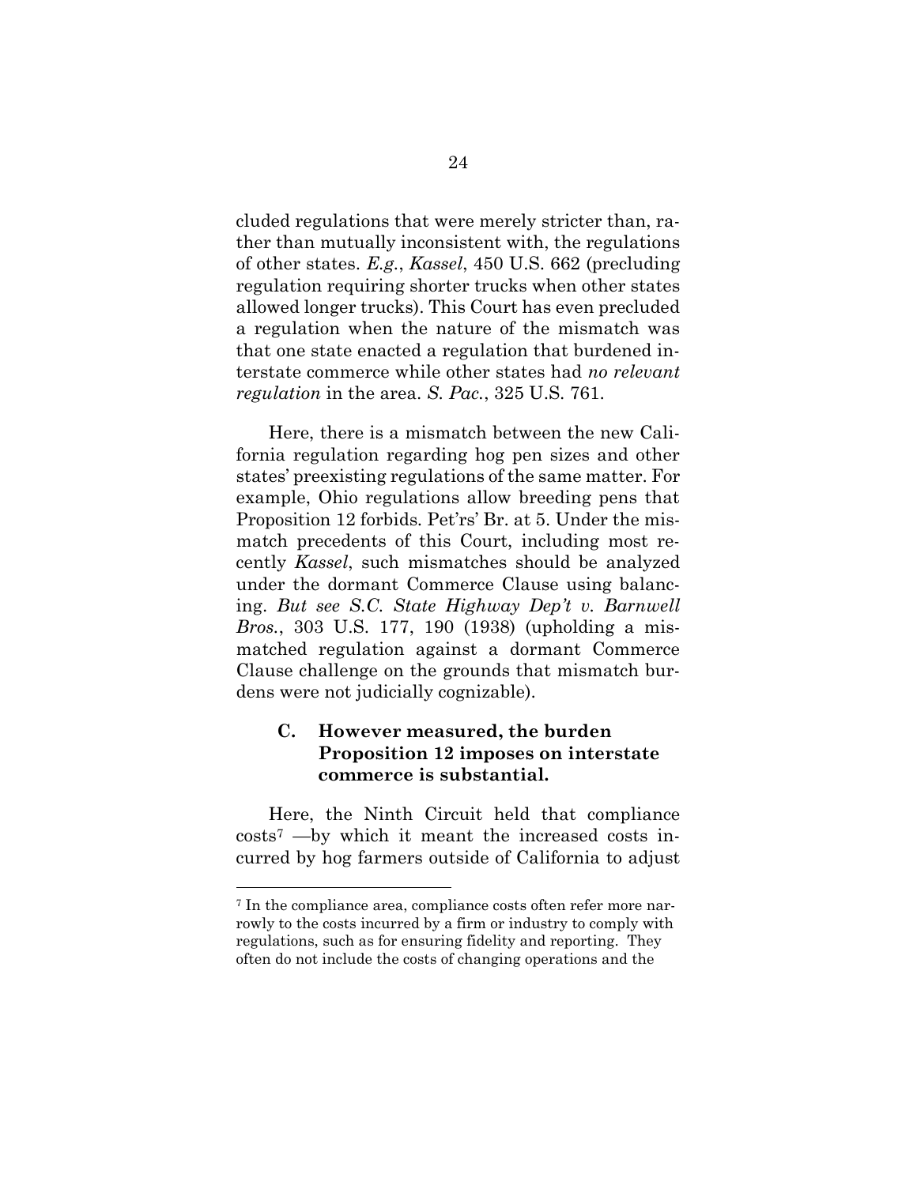cluded regulations that were merely stricter than, rather than mutually inconsistent with, the regulations of other states. *E.g.*, *Kassel*, 450 U.S. 662 (precluding regulation requiring shorter trucks when other states allowed longer trucks). This Court has even precluded a regulation when the nature of the mismatch was that one state enacted a regulation that burdened interstate commerce while other states had *no relevant regulation* in the area. *S. Pac.*, 325 U.S. 761.

Here, there is a mismatch between the new California regulation regarding hog pen sizes and other states' preexisting regulations of the same matter. For example, Ohio regulations allow breeding pens that Proposition 12 forbids. Pet'rs' Br. at 5. Under the mismatch precedents of this Court, including most recently *Kassel*, such mismatches should be analyzed under the dormant Commerce Clause using balancing. *But see S.C. State Highway Dep't v. Barnwell Bros.*, 303 U.S. 177, 190 (1938) (upholding a mismatched regulation against a dormant Commerce Clause challenge on the grounds that mismatch burdens were not judicially cognizable).

### C. However measured, the burden Proposition 12 imposes on interstate commerce is substantial.

Here, the Ninth Circuit held that compliance costs[7] —by which it meant the increased costs incurred by hog farmers outside of California to adjust

[7] In the compliance area, compliance costs often refer more narrowly to the costs incurred by a firm or industry to comply with regulations, such as for ensuring fidelity and reporting. They often do not include the costs of changing operations and the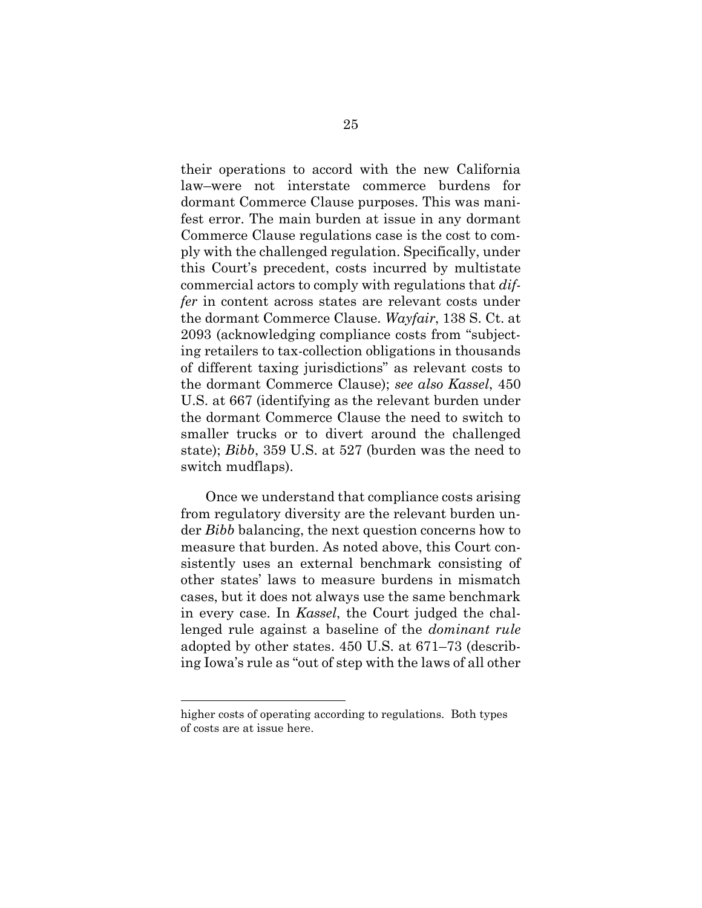their operations to accord with the new California law–were not interstate commerce burdens for dormant Commerce Clause purposes. This was manifest error. The main burden at issue in any dormant Commerce Clause regulations case is the cost to comply with the challenged regulation. Specifically, under this Court's precedent, costs incurred by multistate commercial actors to comply with regulations that *differ* in content across states are relevant costs under the dormant Commerce Clause. *Wayfair*, 138 S. Ct. at 2093 (acknowledging compliance costs from "subjecting retailers to tax-collection obligations in thousands of different taxing jurisdictions" as relevant costs to the dormant Commerce Clause); *see also Kassel*, 450 U.S. at 667 (identifying as the relevant burden under the dormant Commerce Clause the need to switch to smaller trucks or to divert around the challenged state); *Bibb*, 359 U.S. at 527 (burden was the need to switch mudflaps).

Once we understand that compliance costs arising from regulatory diversity are the relevant burden under *Bibb* balancing, the next question concerns how to measure that burden. As noted above, this Court consistently uses an external benchmark consisting of other states' laws to measure burdens in mismatch cases, but it does not always use the same benchmark in every case. In *Kassel*, the Court judged the challenged rule against a baseline of the *dominant rule* adopted by other states. 450 U.S. at 671–73 (describing Iowa's rule as "out of step with the laws of all other

---

higher costs of operating according to regulations. Both types of costs are at issue here.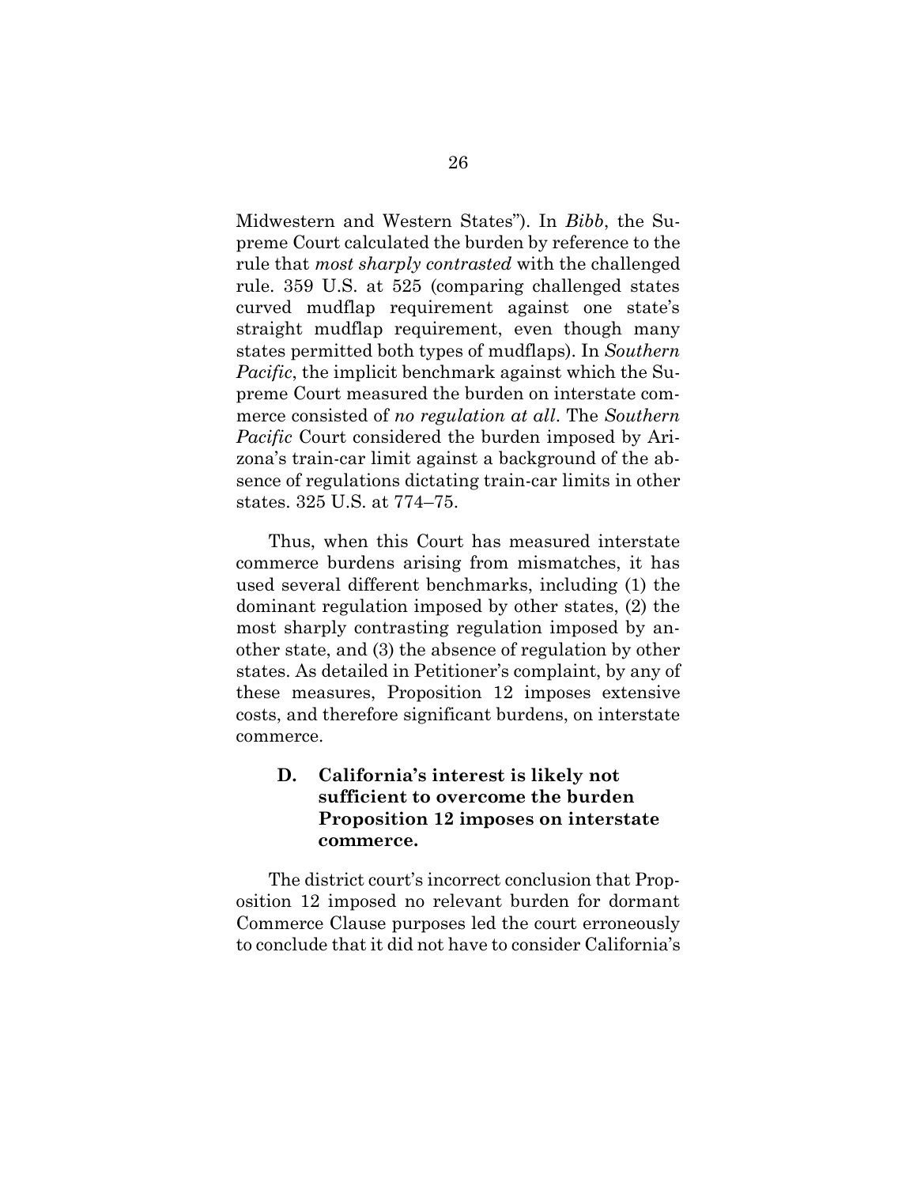Midwestern and Western States"). In *Bibb*, the Supreme Court calculated the burden by reference to the rule that *most sharply contrasted* with the challenged rule. 359 U.S. at 525 (comparing challenged states curved mudflap requirement against one state's straight mudflap requirement, even though many states permitted both types of mudflaps). In *Southern Pacific*, the implicit benchmark against which the Supreme Court measured the burden on interstate commerce consisted of *no regulation at all*. The *Southern Pacific* Court considered the burden imposed by Arizona's train-car limit against a background of the absence of regulations dictating train-car limits in other states. 325 U.S. at 774–75.

Thus, when this Court has measured interstate commerce burdens arising from mismatches, it has used several different benchmarks, including (1) the dominant regulation imposed by other states, (2) the most sharply contrasting regulation imposed by another state, and (3) the absence of regulation by other states. As detailed in Petitioner's complaint, by any of these measures, Proposition 12 imposes extensive costs, and therefore significant burdens, on interstate commerce.

### D. California's interest is likely not sufficient to overcome the burden Proposition 12 imposes on interstate commerce.

The district court's incorrect conclusion that Proposition 12 imposed no relevant burden for dormant Commerce Clause purposes led the court erroneously to conclude that it did not have to consider California's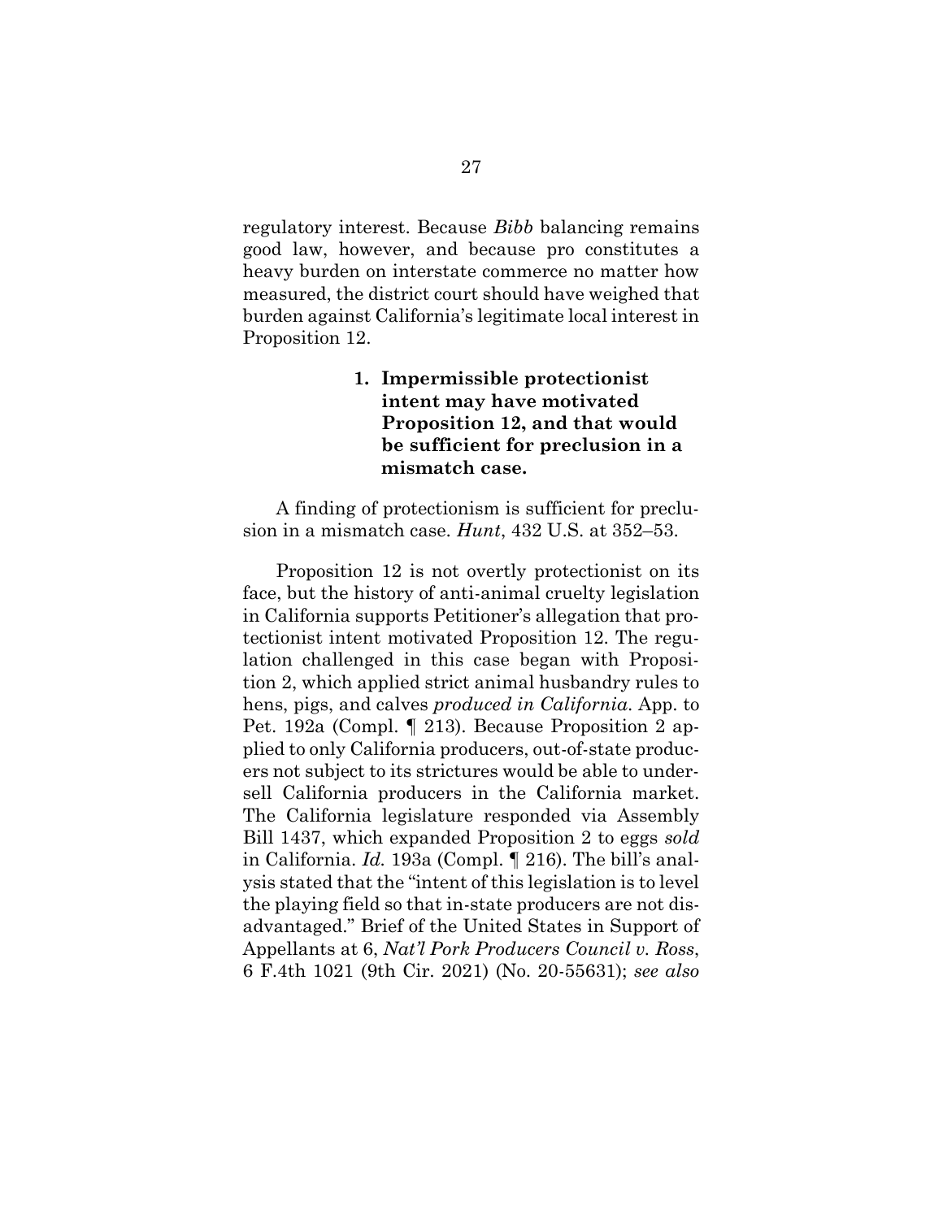regulatory interest. Because *Bibb* balancing remains good law, however, and because pro constitutes a heavy burden on interstate commerce no matter how measured, the district court should have weighed that burden against California's legitimate local interest in Proposition 12.

### 1. Impermissible protectionist intent may have motivated Proposition 12, and that would be sufficient for preclusion in a mismatch case.

A finding of protectionism is sufficient for preclusion in a mismatch case. *Hunt*, 432 U.S. at 352–53.

Proposition 12 is not overtly protectionist on its face, but the history of anti-animal cruelty legislation in California supports Petitioner's allegation that protectionist intent motivated Proposition 12. The regulation challenged in this case began with Proposition 2, which applied strict animal husbandry rules to hens, pigs, and calves *produced in California*. App. to Pet. 192a (Compl. ¶ 213). Because Proposition 2 applied to only California producers, out-of-state producers not subject to its strictures would be able to undersell California producers in the California market. The California legislature responded via Assembly Bill 1437, which expanded Proposition 2 to eggs *sold* in California. *Id.* 193a (Compl. ¶ 216). The bill's analysis stated that the "intent of this legislation is to level the playing field so that in-state producers are not disadvantaged." Brief of the United States in Support of Appellants at 6, *Nat'l Pork Producers Council v. Ross*, 6 F.4th 1021 (9th Cir. 2021) (No. 20-55631); *see also*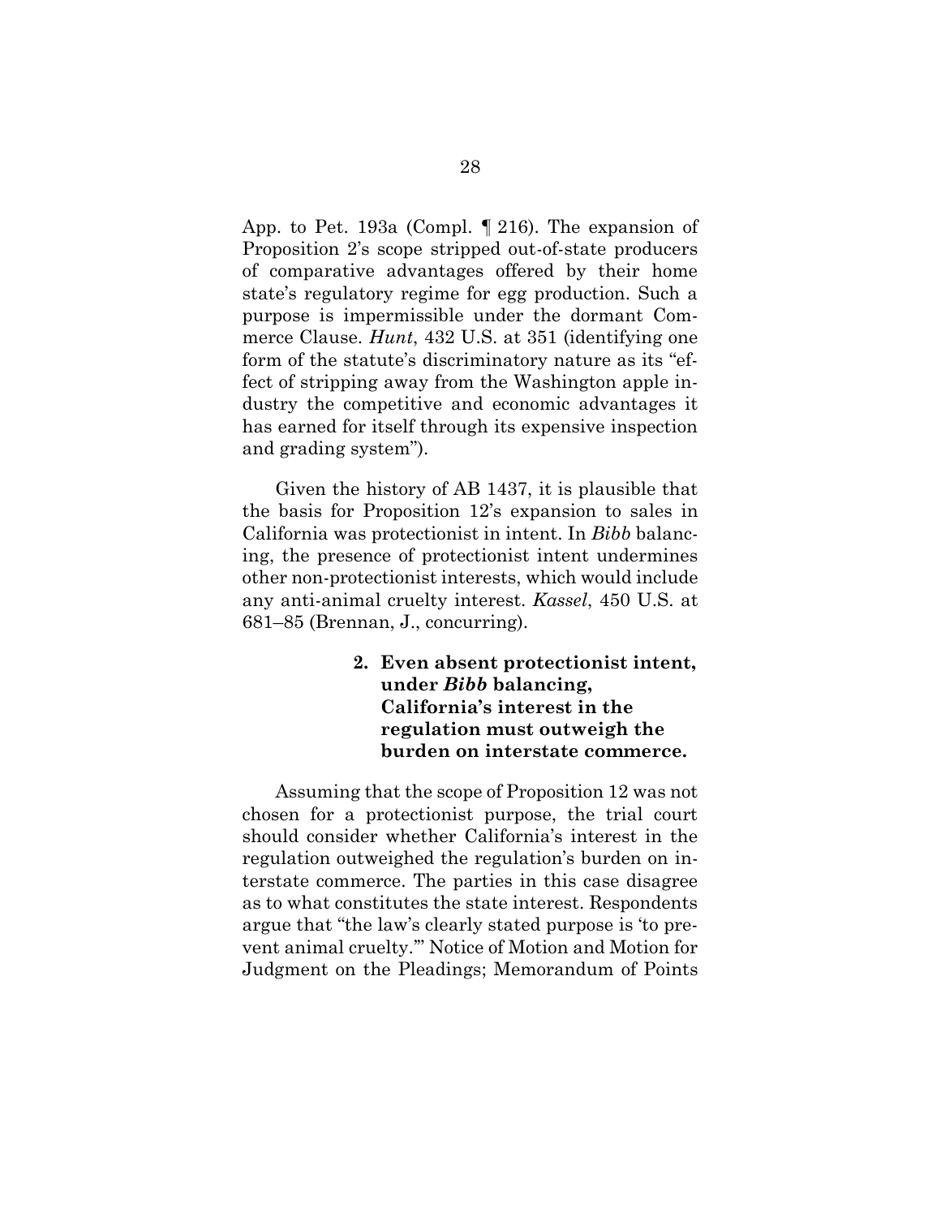App. to Pet. 193a (Compl. ¶ 216). The expansion of Proposition 2's scope stripped out-of-state producers of comparative advantages offered by their home state's regulatory regime for egg production. Such a purpose is impermissible under the dormant Commerce Clause. *Hunt*, 432 U.S. at 351 (identifying one form of the statute's discriminatory nature as its "effect of stripping away from the Washington apple industry the competitive and economic advantages it has earned for itself through its expensive inspection and grading system").

Given the history of AB 1437, it is plausible that the basis for Proposition 12's expansion to sales in California was protectionist in intent. In *Bibb* balancing, the presence of protectionist intent undermines other non-protectionist interests, which would include any anti-animal cruelty interest. *Kassel*, 450 U.S. at 681–85 (Brennan, J., concurring).

**2. Even absent protectionist intent, under *Bibb* balancing, California's interest in the regulation must outweigh the burden on interstate commerce.**

Assuming that the scope of Proposition 12 was not chosen for a protectionist purpose, the trial court should consider whether California's interest in the regulation outweighed the regulation's burden on interstate commerce. The parties in this case disagree as to what constitutes the state interest. Respondents argue that "the law's clearly stated purpose is 'to prevent animal cruelty.'" Notice of Motion and Motion for Judgment on the Pleadings; Memorandum of Points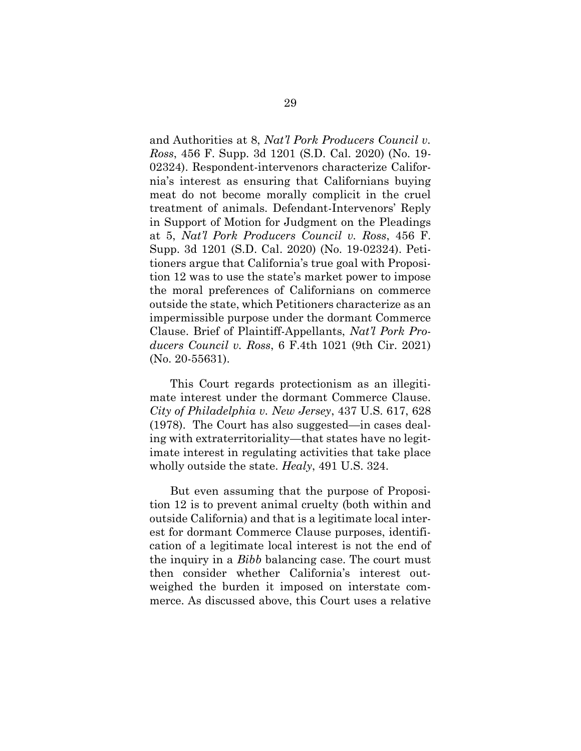and Authorities at 8, *Nat'l Pork Producers Council v. Ross*, 456 F. Supp. 3d 1201 (S.D. Cal. 2020) (No. 19-02324). Respondent-intervenors characterize California's interest as ensuring that Californians buying meat do not become morally complicit in the cruel treatment of animals. Defendant-Intervenors' Reply in Support of Motion for Judgment on the Pleadings at 5, *Nat'l Pork Producers Council v. Ross*, 456 F. Supp. 3d 1201 (S.D. Cal. 2020) (No. 19-02324). Petitioners argue that California's true goal with Proposition 12 was to use the state's market power to impose the moral preferences of Californians on commerce outside the state, which Petitioners characterize as an impermissible purpose under the dormant Commerce Clause. Brief of Plaintiff-Appellants, *Nat'l Pork Producers Council v. Ross*, 6 F.4th 1021 (9th Cir. 2021) (No. 20-55631).

This Court regards protectionism as an illegitimate interest under the dormant Commerce Clause. *City of Philadelphia v. New Jersey*, 437 U.S. 617, 628 (1978). The Court has also suggested—in cases dealing with extraterritoriality—that states have no legitimate interest in regulating activities that take place wholly outside the state. *Healy*, 491 U.S. 324.

But even assuming that the purpose of Proposition 12 is to prevent animal cruelty (both within and outside California) and that is a legitimate local interest for dormant Commerce Clause purposes, identification of a legitimate local interest is not the end of the inquiry in a *Bibb* balancing case. The court must then consider whether California's interest outweighed the burden it imposed on interstate commerce. As discussed above, this Court uses a relative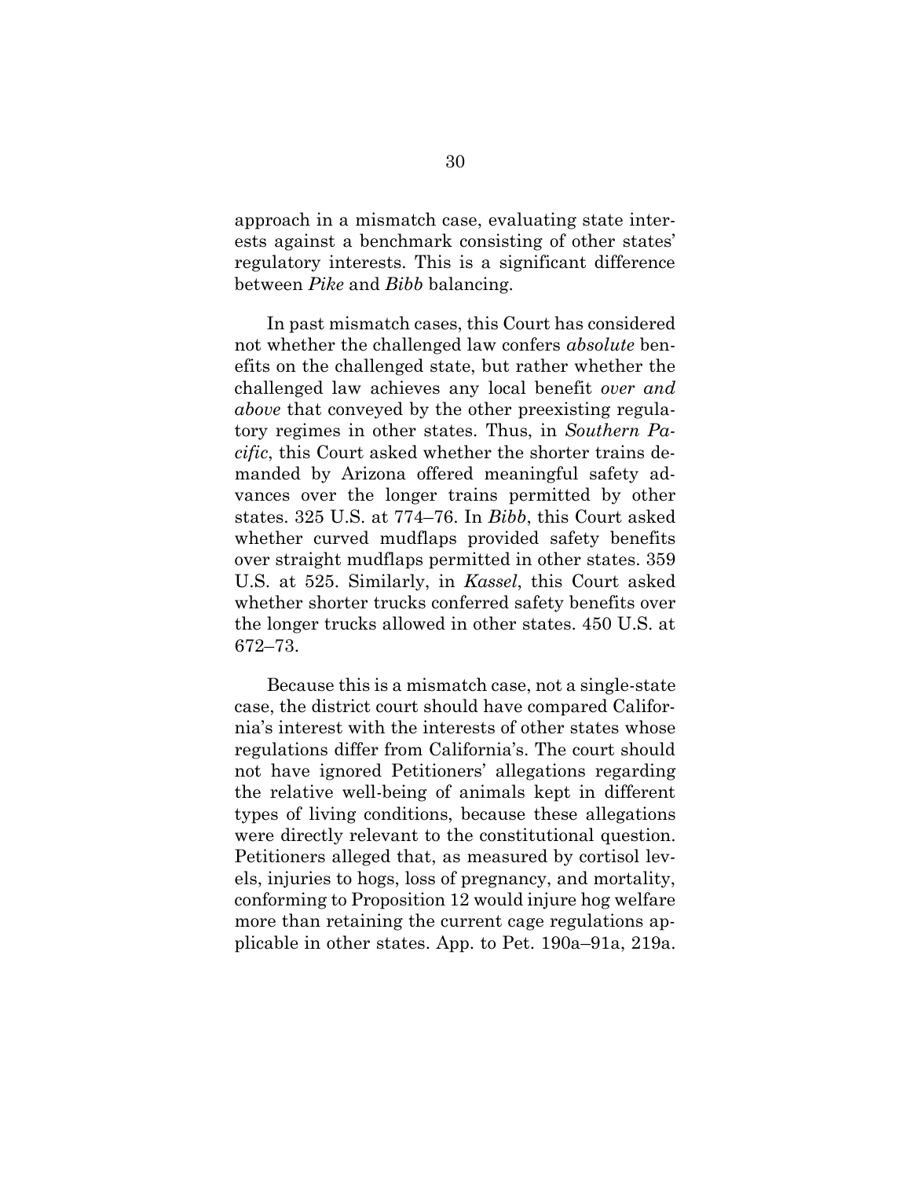approach in a mismatch case, evaluating state interests against a benchmark consisting of other states' regulatory interests. This is a significant difference between *Pike* and *Bibb* balancing.

In past mismatch cases, this Court has considered not whether the challenged law confers *absolute* benefits on the challenged state, but rather whether the challenged law achieves any local benefit *over and above* that conveyed by the other preexisting regulatory regimes in other states. Thus, in *Southern Pacific*, this Court asked whether the shorter trains demanded by Arizona offered meaningful safety advances over the longer trains permitted by other states. 325 U.S. at 774–76. In *Bibb*, this Court asked whether curved mudflaps provided safety benefits over straight mudflaps permitted in other states. 359 U.S. at 525. Similarly, in *Kassel*, this Court asked whether shorter trucks conferred safety benefits over the longer trucks allowed in other states. 450 U.S. at 672–73.

Because this is a mismatch case, not a single-state case, the district court should have compared California's interest with the interests of other states whose regulations differ from California's. The court should not have ignored Petitioners' allegations regarding the relative well-being of animals kept in different types of living conditions, because these allegations were directly relevant to the constitutional question. Petitioners alleged that, as measured by cortisol levels, injuries to hogs, loss of pregnancy, and mortality, conforming to Proposition 12 would injure hog welfare more than retaining the current cage regulations applicable in other states. App. to Pet. 190a–91a, 219a.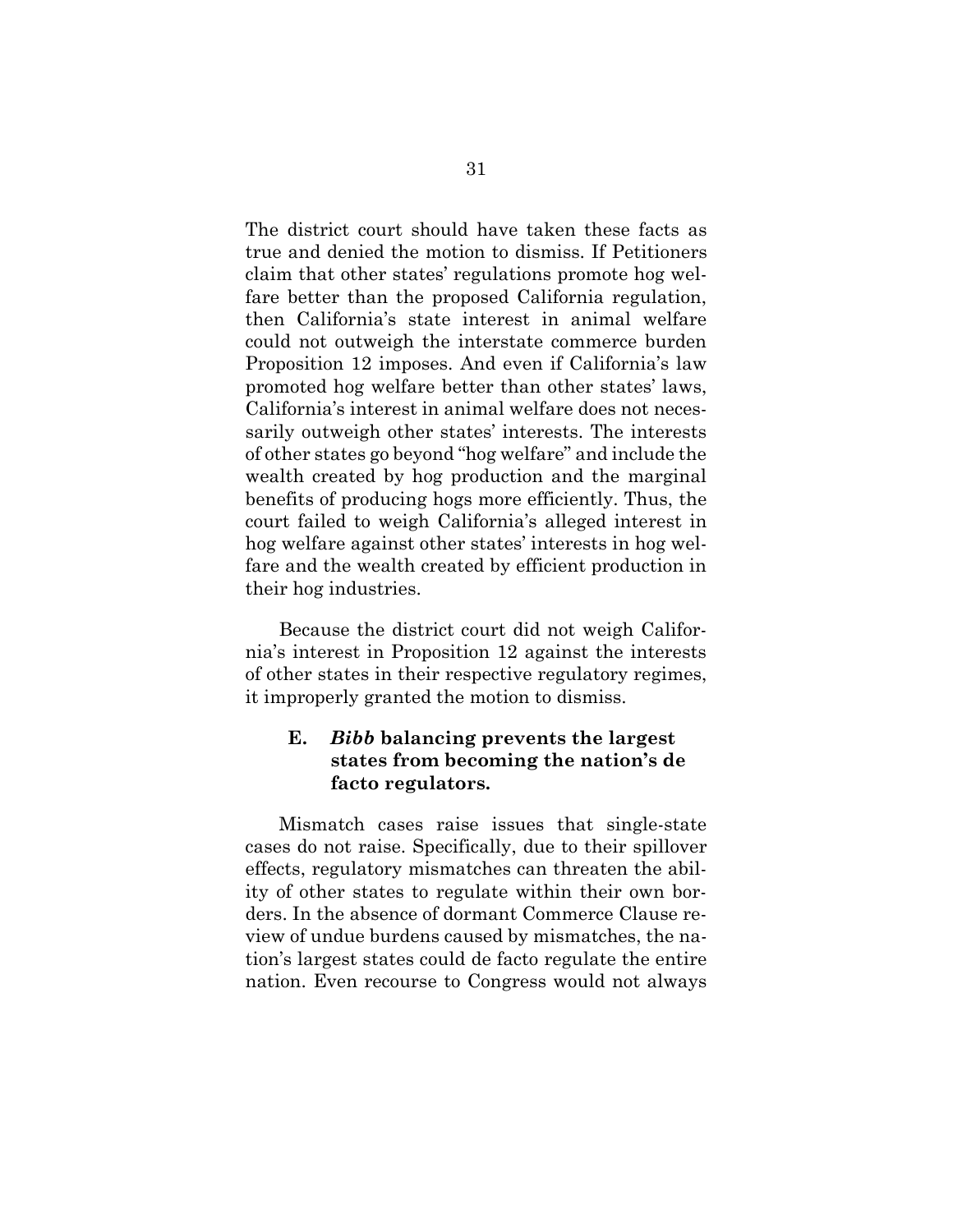The district court should have taken these facts as true and denied the motion to dismiss. If Petitioners claim that other states' regulations promote hog welfare better than the proposed California regulation, then California's state interest in animal welfare could not outweigh the interstate commerce burden Proposition 12 imposes. And even if California's law promoted hog welfare better than other states' laws, California's interest in animal welfare does not necessarily outweigh other states' interests. The interests of other states go beyond "hog welfare" and include the wealth created by hog production and the marginal benefits of producing hogs more efficiently. Thus, the court failed to weigh California's alleged interest in hog welfare against other states' interests in hog welfare and the wealth created by efficient production in their hog industries.

Because the district court did not weigh California's interest in Proposition 12 against the interests of other states in their respective regulatory regimes, it improperly granted the motion to dismiss.

### E. *Bibb* balancing prevents the largest states from becoming the nation's de facto regulators.

Mismatch cases raise issues that single-state cases do not raise. Specifically, due to their spillover effects, regulatory mismatches can threaten the ability of other states to regulate within their own borders. In the absence of dormant Commerce Clause review of undue burdens caused by mismatches, the nation's largest states could de facto regulate the entire nation. Even recourse to Congress would not always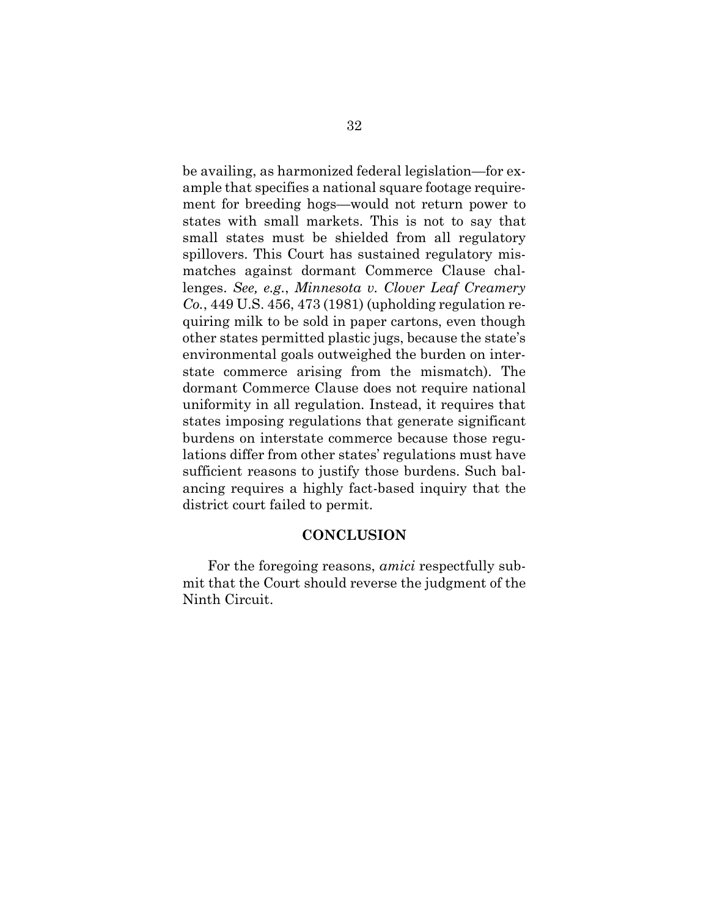be availing, as harmonized federal legislation—for example that specifies a national square footage requirement for breeding hogs—would not return power to states with small markets. This is not to say that small states must be shielded from all regulatory spillovers. This Court has sustained regulatory mismatches against dormant Commerce Clause challenges. *See, e.g.*, *Minnesota v. Clover Leaf Creamery Co.*, 449 U.S. 456, 473 (1981) (upholding regulation requiring milk to be sold in paper cartons, even though other states permitted plastic jugs, because the state's environmental goals outweighed the burden on interstate commerce arising from the mismatch). The dormant Commerce Clause does not require national uniformity in all regulation. Instead, it requires that states imposing regulations that generate significant burdens on interstate commerce because those regulations differ from other states' regulations must have sufficient reasons to justify those burdens. Such balancing requires a highly fact-based inquiry that the district court failed to permit.

## CONCLUSION

For the foregoing reasons, *amici* respectfully submit that the Court should reverse the judgment of the Ninth Circuit.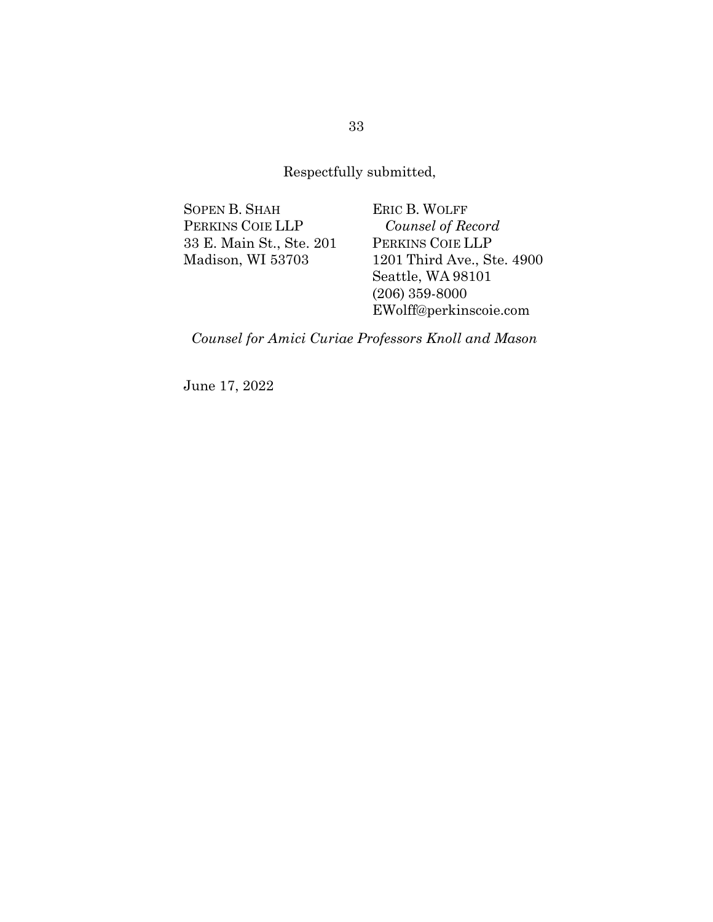Respectfully submitted,

SOPEN B. SHAH
PERKINS COIE LLP
33 E. Main St., Ste. 201
Madison, WI 53703

ERIC B. WOLFF
*Counsel of Record*
PERKINS COIE LLP
1201 Third Ave., Ste. 4900
Seattle, WA 98101
(206) 359-8000
EWolff@perkinscoie.com

*Counsel for Amici Curiae Professors Knoll and Mason*

June 17, 2022